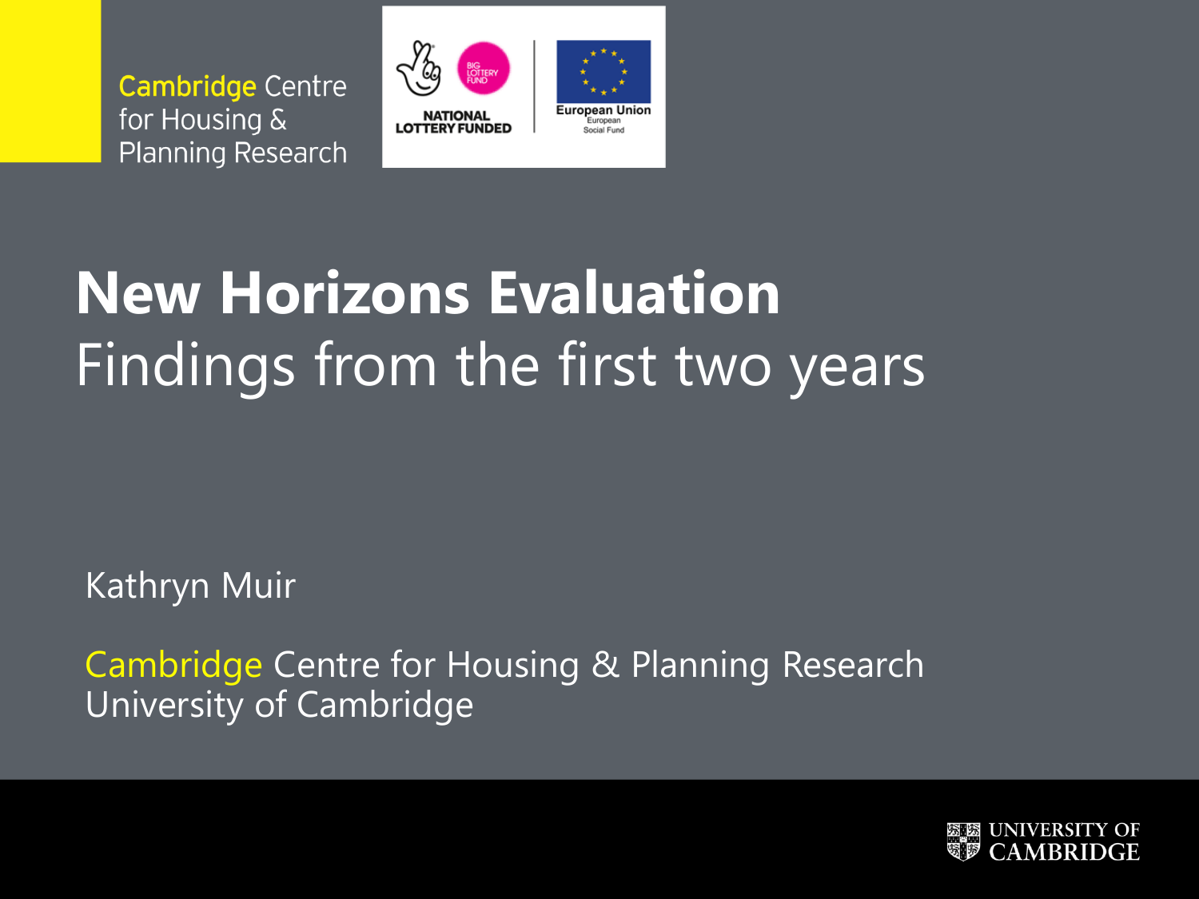Cambridge Centre for Housing & Planning Research

NATIONAL LOTTERY FUNDED

BIG LOTTERY FUND

European Union European Social Fund

# New Horizons Evaluation

## Findings from the first two years

Kathryn Muir

Cambridge Centre for Housing & Planning Research
University of Cambridge

UNIVERSITY OF CAMBRIDGE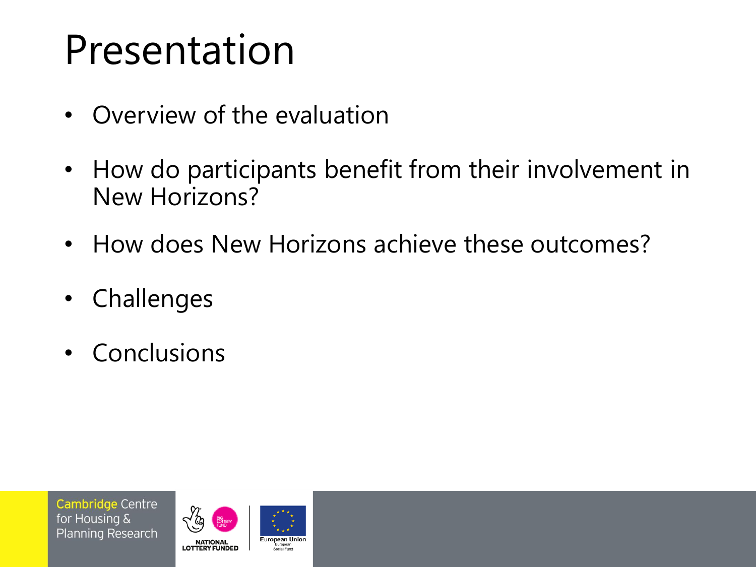# Presentation

- Overview of the evaluation
- How do participants benefit from their involvement in New Horizons?
- How does New Horizons achieve these outcomes?
- Challenges
- Conclusions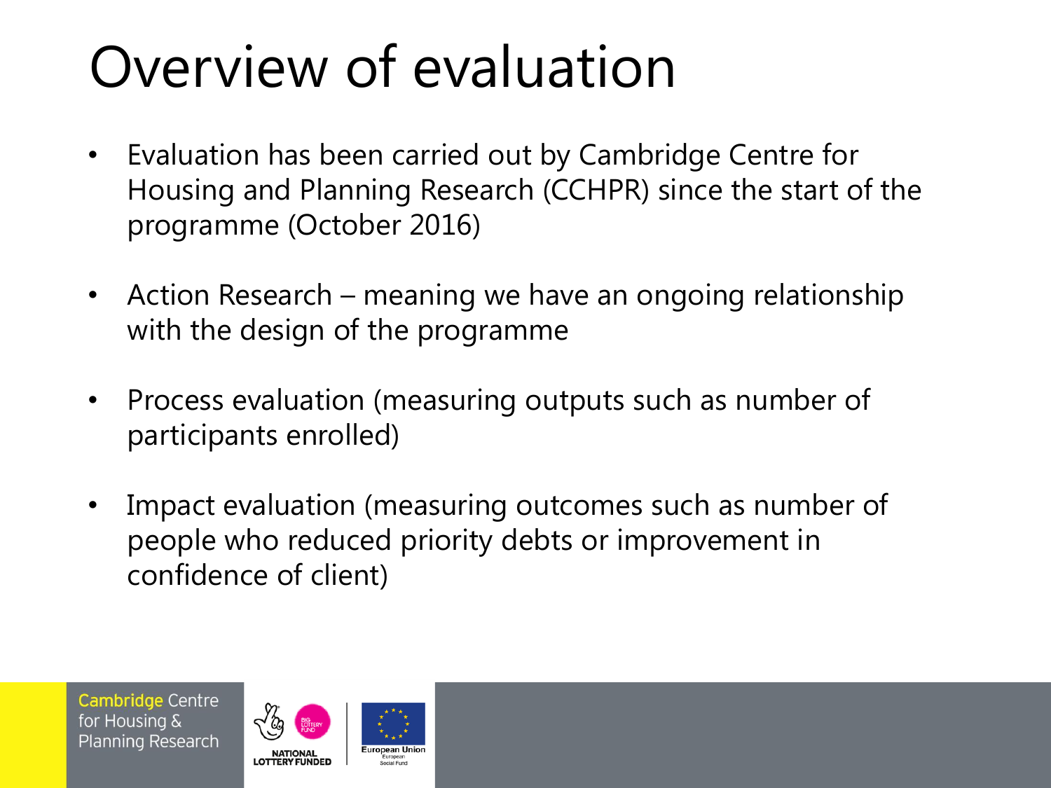# Overview of evaluation

- Evaluation has been carried out by Cambridge Centre for Housing and Planning Research (CCHPR) since the start of the programme (October 2016)
- Action Research – meaning we have an ongoing relationship with the design of the programme
- Process evaluation (measuring outputs such as number of participants enrolled)
- Impact evaluation (measuring outcomes such as number of people who reduced priority debts or improvement in confidence of client)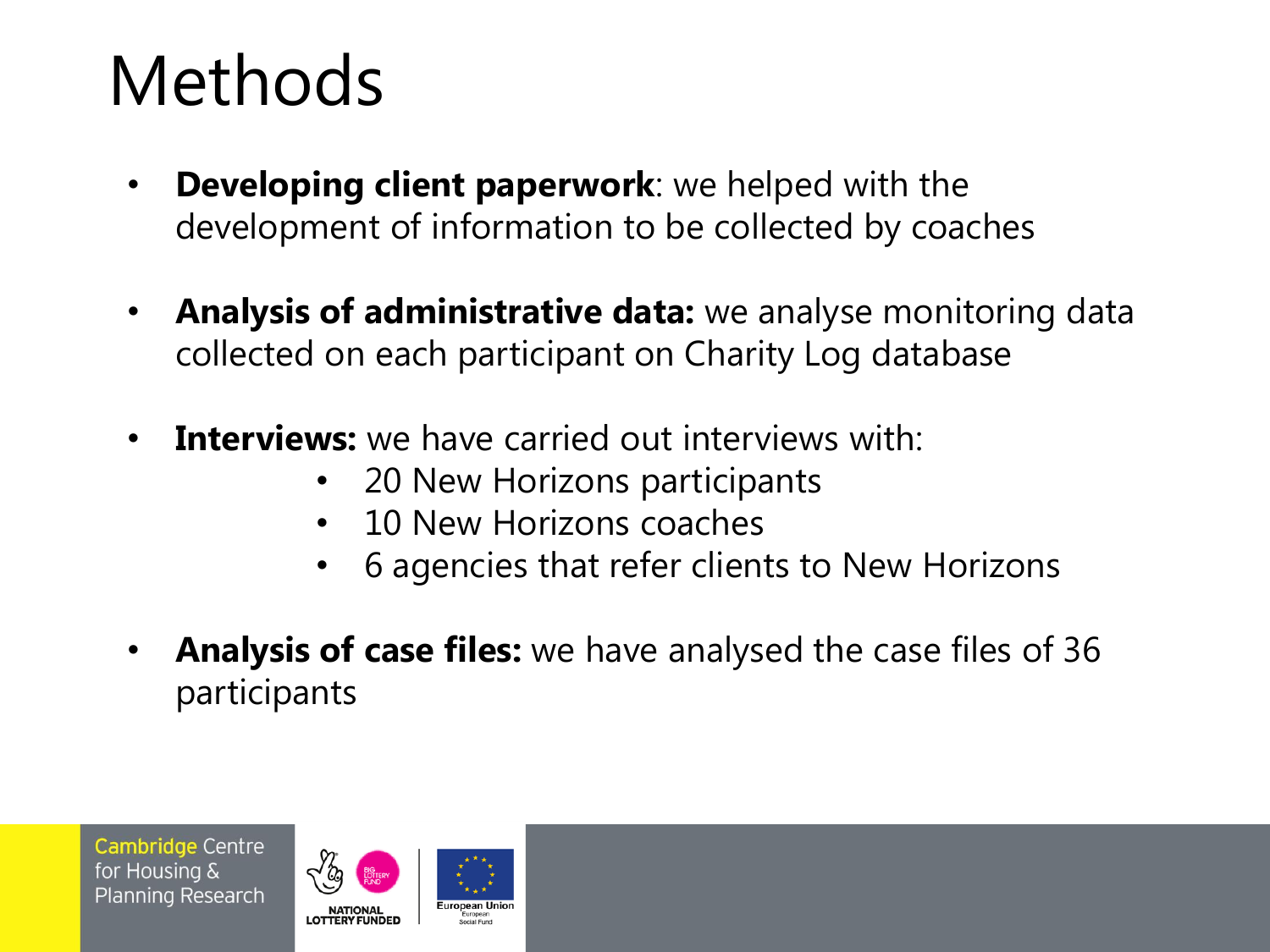# Methods

- **Developing client paperwork**: we helped with the development of information to be collected by coaches
- **Analysis of administrative data:** we analyse monitoring data collected on each participant on Charity Log database
- **Interviews:** we have carried out interviews with:
  - 20 New Horizons participants
  - 10 New Horizons coaches
  - 6 agencies that refer clients to New Horizons
- **Analysis of case files:** we have analysed the case files of 36 participants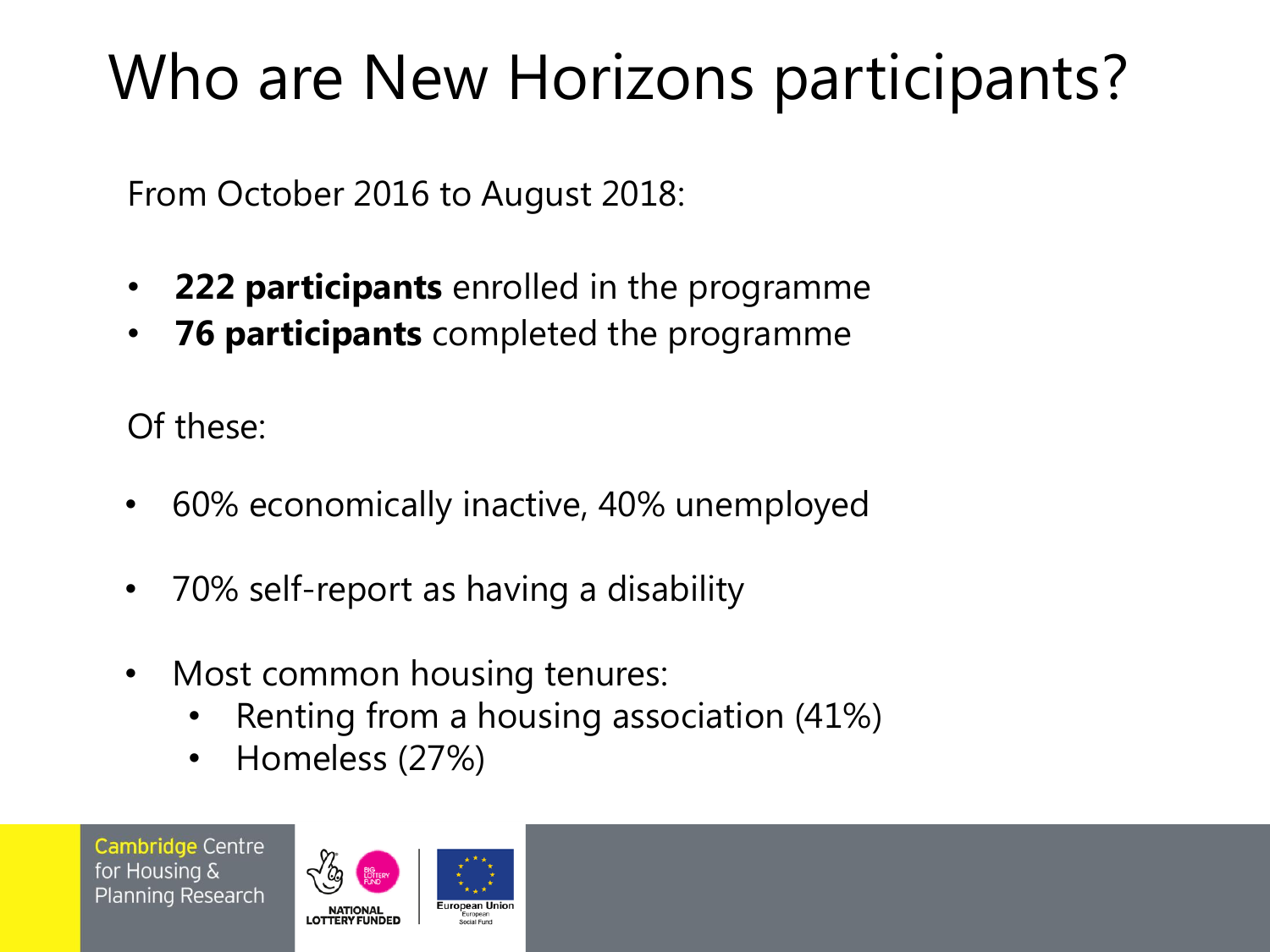# Who are New Horizons participants?

From October 2016 to August 2018:

- **222 participants** enrolled in the programme
- **76 participants** completed the programme

Of these:

- 60% economically inactive, 40% unemployed
- 70% self-report as having a disability
- Most common housing tenures:
  - Renting from a housing association (41%)
  - Homeless (27%)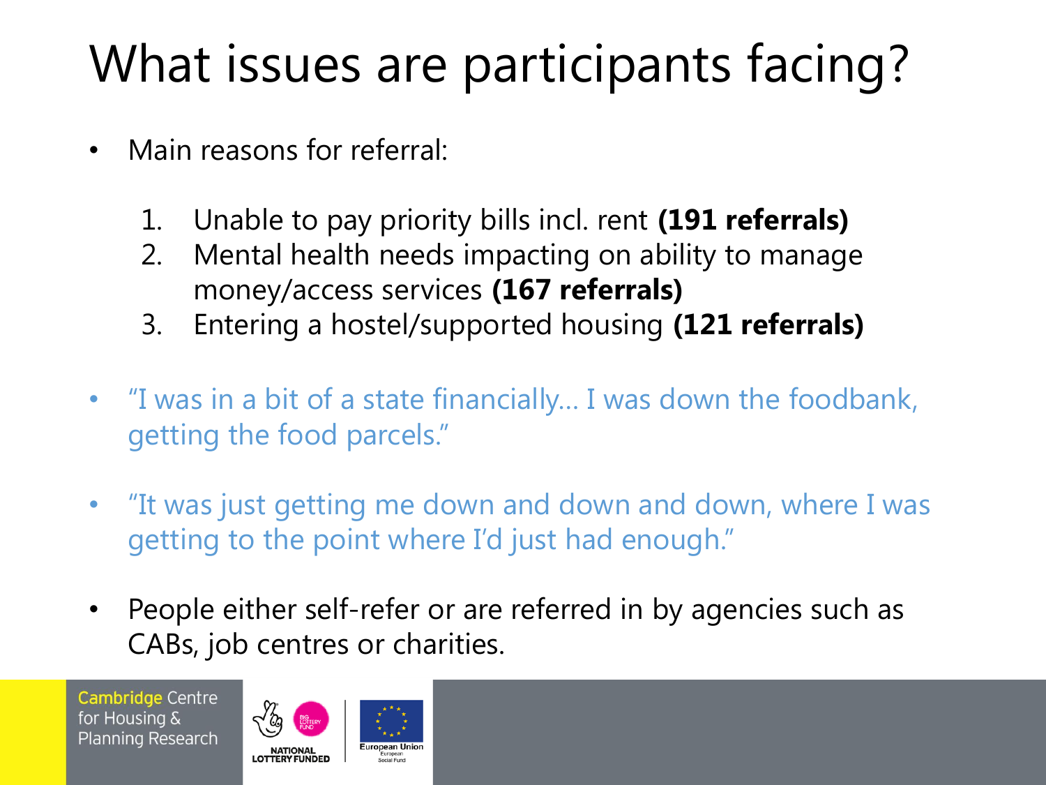# What issues are participants facing?

- Main reasons for referral:

  1. Unable to pay priority bills incl. rent **(191 referrals)**
  2. Mental health needs impacting on ability to manage money/access services **(167 referrals)**
  3. Entering a hostel/supported housing **(121 referrals)**

- "I was in a bit of a state financially… I was down the foodbank, getting the food parcels."

- "It was just getting me down and down and down, where I was getting to the point where I'd just had enough."

- People either self-refer or are referred in by agencies such as CABs, job centres or charities.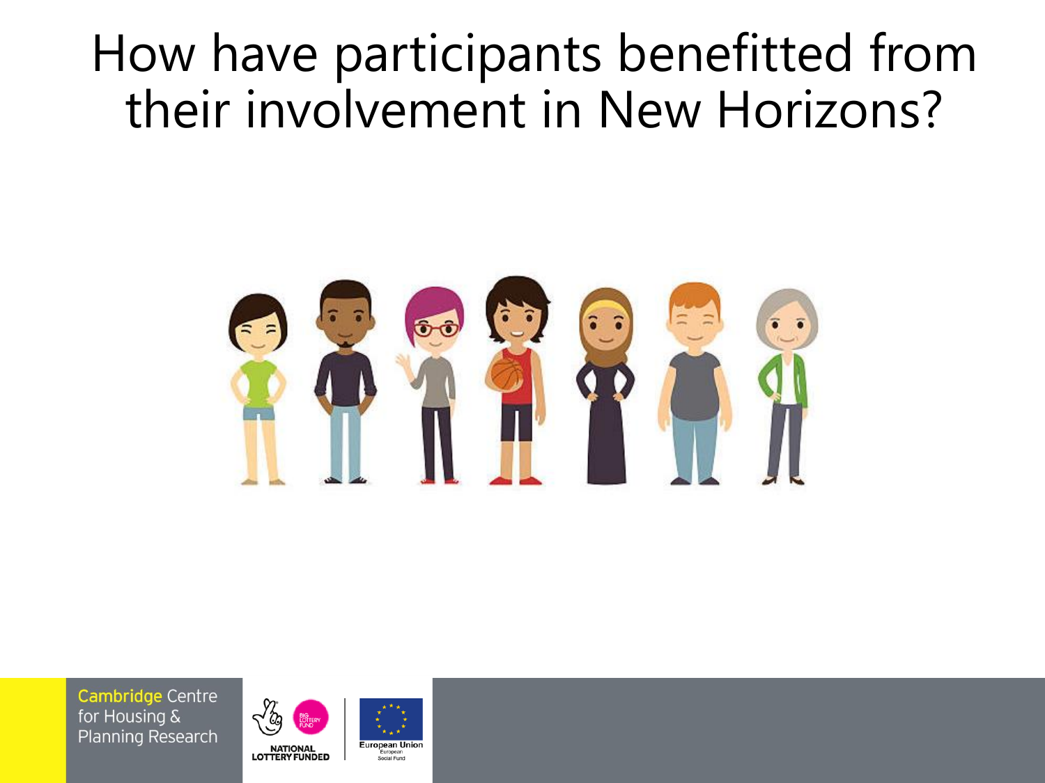# How have participants benefitted from their involvement in New Horizons?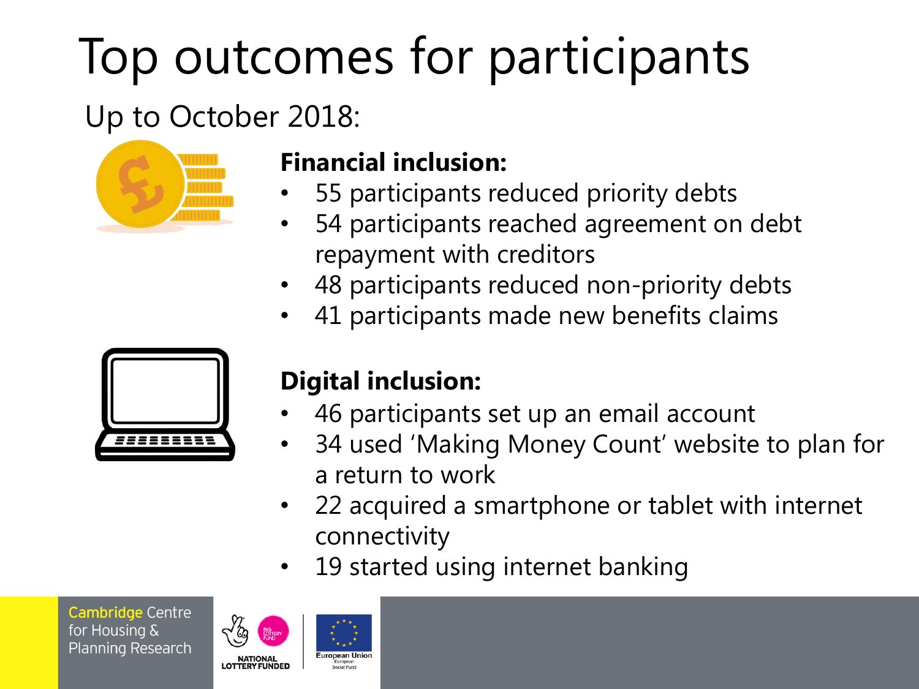# Top outcomes for participants

Up to October 2018:

**Financial inclusion:**

- 55 participants reduced priority debts
- 54 participants reached agreement on debt repayment with creditors
- 48 participants reduced non-priority debts
- 41 participants made new benefits claims

**Digital inclusion:**

- 46 participants set up an email account
- 34 used 'Making Money Count' website to plan for a return to work
- 22 acquired a smartphone or tablet with internet connectivity
- 19 started using internet banking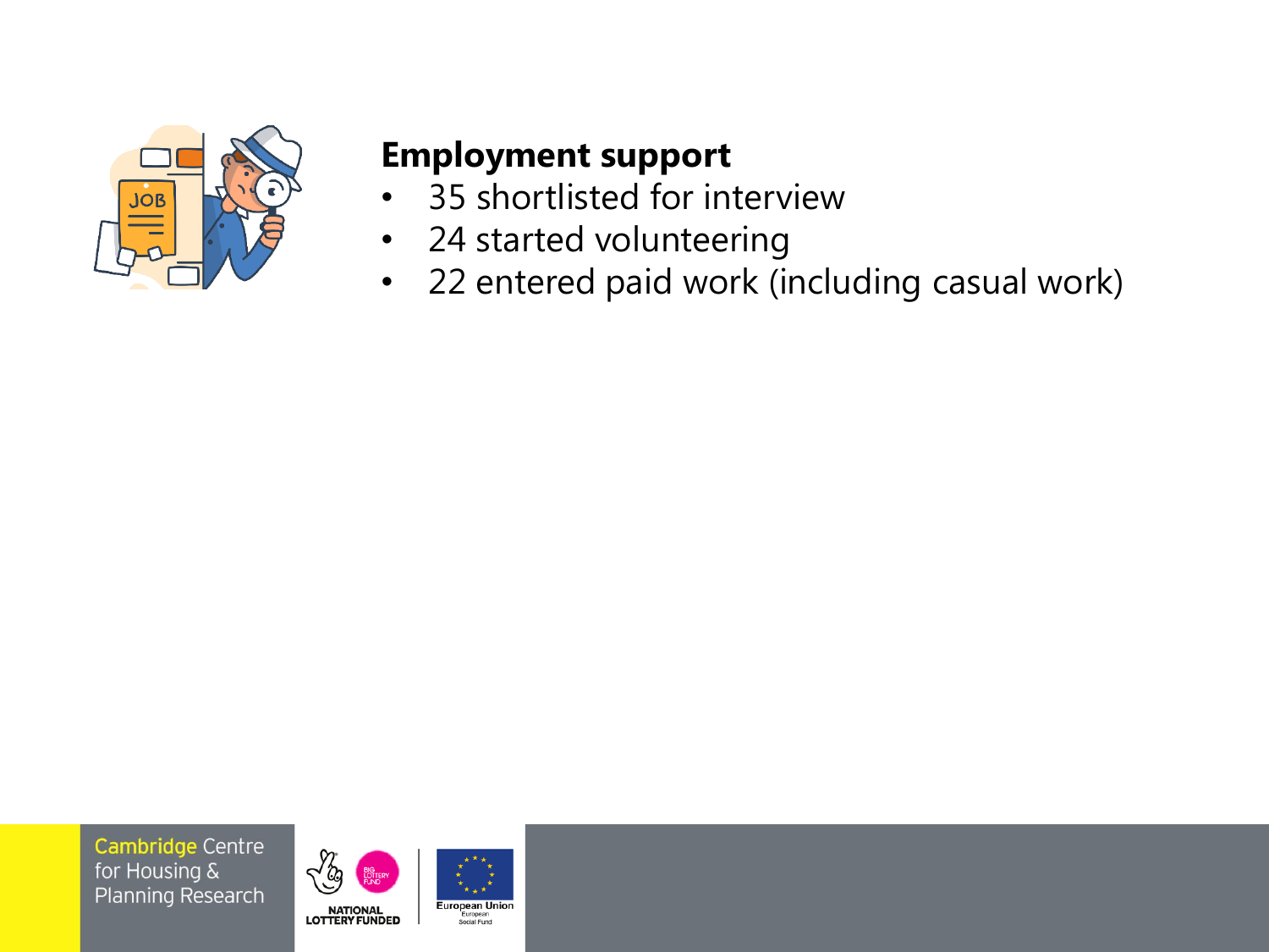**Employment support**

- 35 shortlisted for interview
- 24 started volunteering
- 22 entered paid work (including casual work)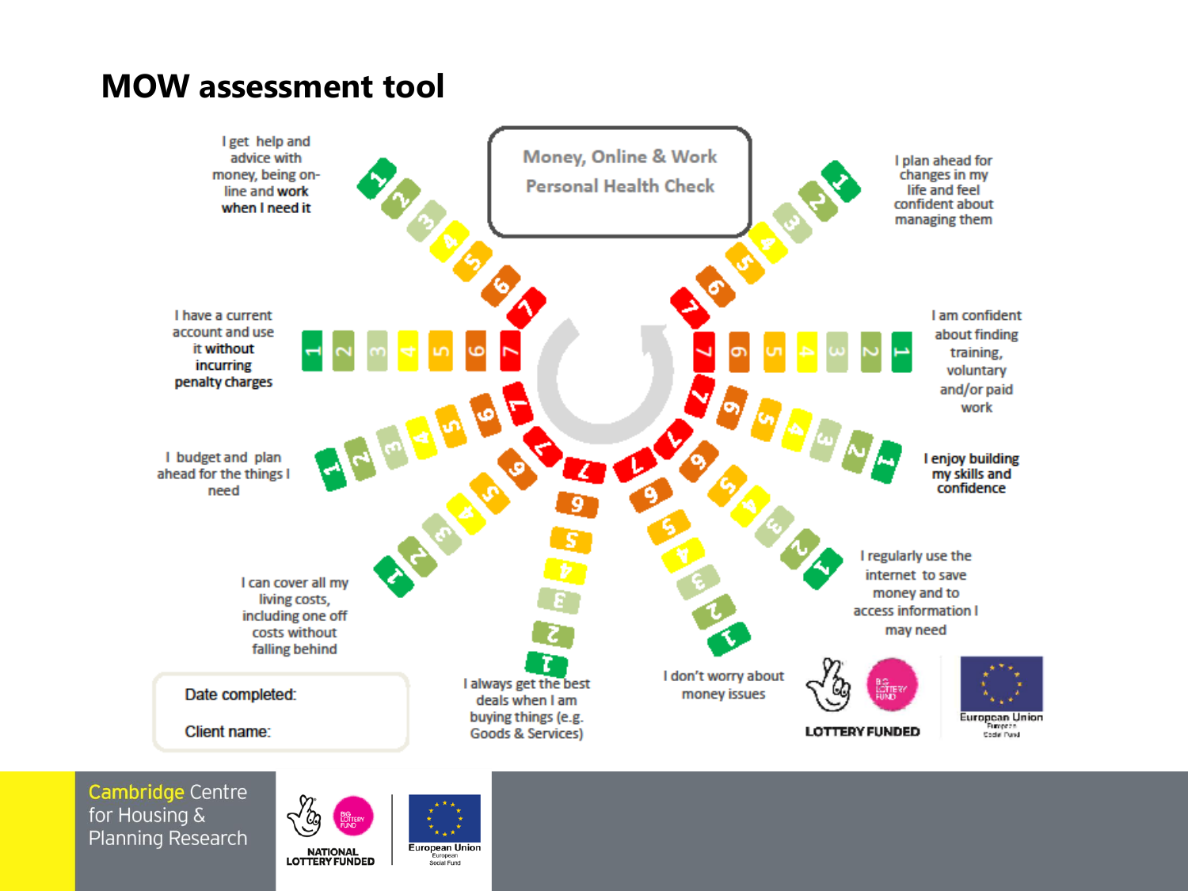# MOW assessment tool

Money, Online & Work
Personal Health Check

I get help and advice with money, being on-line and work when I need it

1 2 3 4 5 6 7

I plan ahead for changes in my life and feel confident about managing them

1 2 3 4 5 6 7

I have a current account and use it without incurring penalty charges

1 2 3 4 5 6 7

I am confident about finding training, voluntary and/or paid work

1 2 3 4 5 6 7

I budget and plan ahead for the things I need

1 2 3 4 5 6 7

I enjoy building my skills and confidence

1 2 3 4 5 6 7

I can cover all my living costs, including one off costs without falling behind

1 2 3 4 5 6 7

I regularly use the internet to save money and to access information I may need

1 2 3 4 5 6 7

I always get the best deals when I am buying things (e.g. Goods & Services)

1 2 3 4 5 6 7

I don't worry about money issues

1 2 3 4 5 6 7

Date completed:

Client name:

LOTTERY FUNDED

European Union
European Social Fund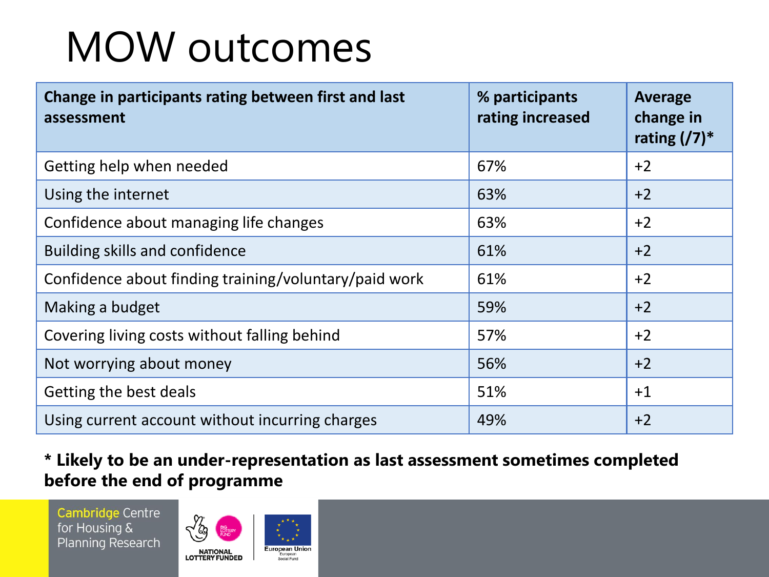# MOW outcomes

| Change in participants rating between first and last assessment | % participants rating increased | Average change in rating (/7)* |
|---|---|---|
| Getting help when needed | 67% | +2 |
| Using the internet | 63% | +2 |
| Confidence about managing life changes | 63% | +2 |
| Building skills and confidence | 61% | +2 |
| Confidence about finding training/voluntary/paid work | 61% | +2 |
| Making a budget | 59% | +2 |
| Covering living costs without falling behind | 57% | +2 |
| Not worrying about money | 56% | +2 |
| Getting the best deals | 51% | +1 |
| Using current account without incurring charges | 49% | +2 |

**\* Likely to be an under-representation as last assessment sometimes completed before the end of programme**

Cambridge Centre for Housing & Planning Research

NATIONAL LOTTERY FUNDED

European Union European Social Fund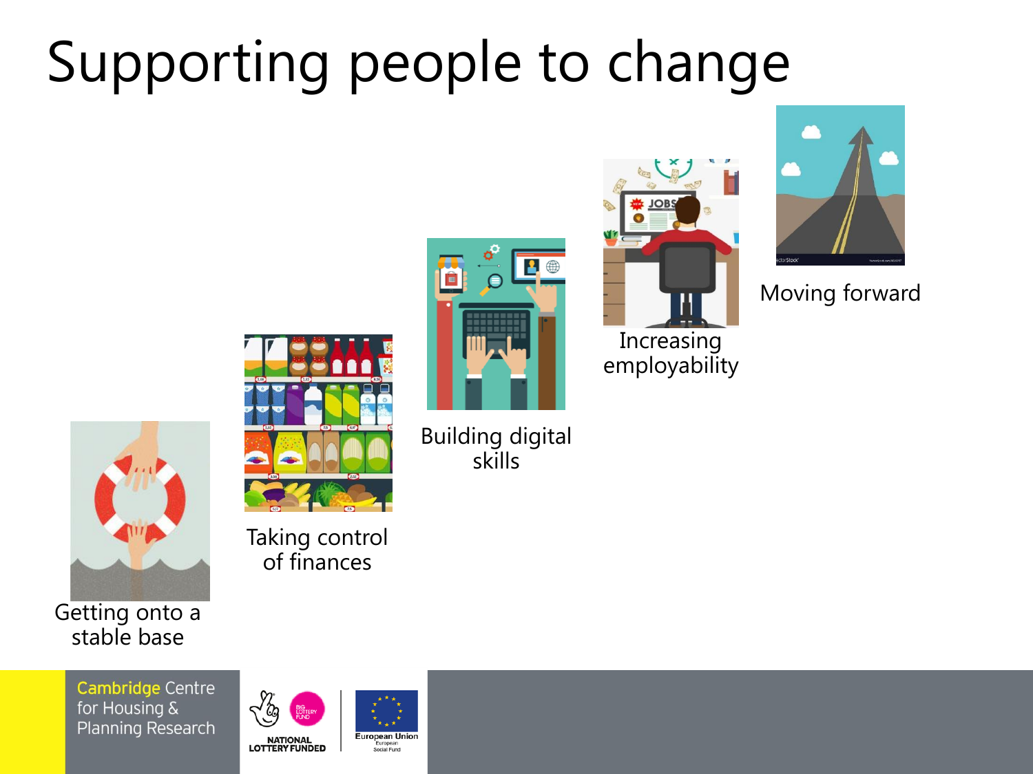# Supporting people to change

Getting onto a stable base

Taking control of finances

Building digital skills

Increasing employability

Moving forward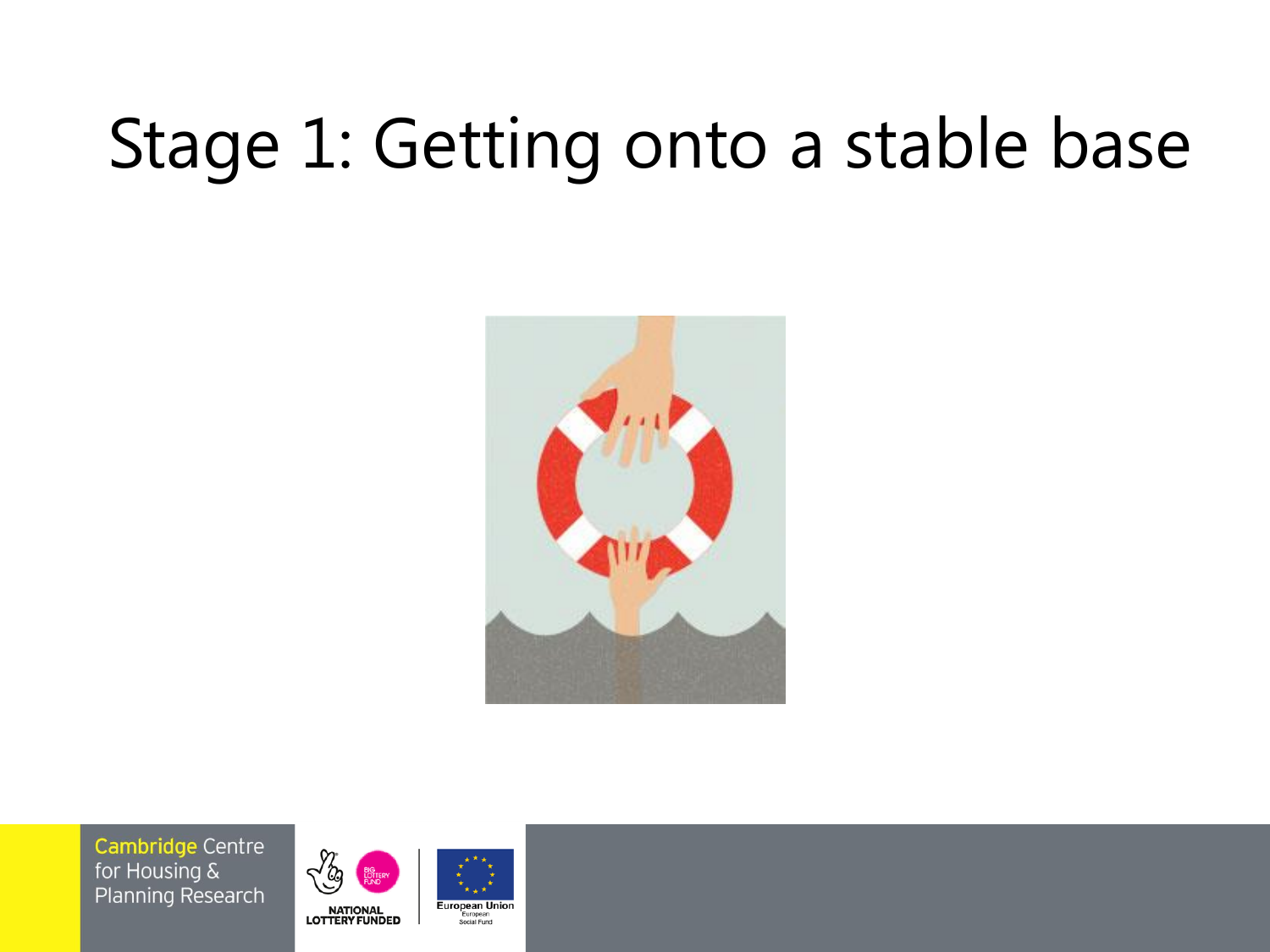# Stage 1: Getting onto a stable base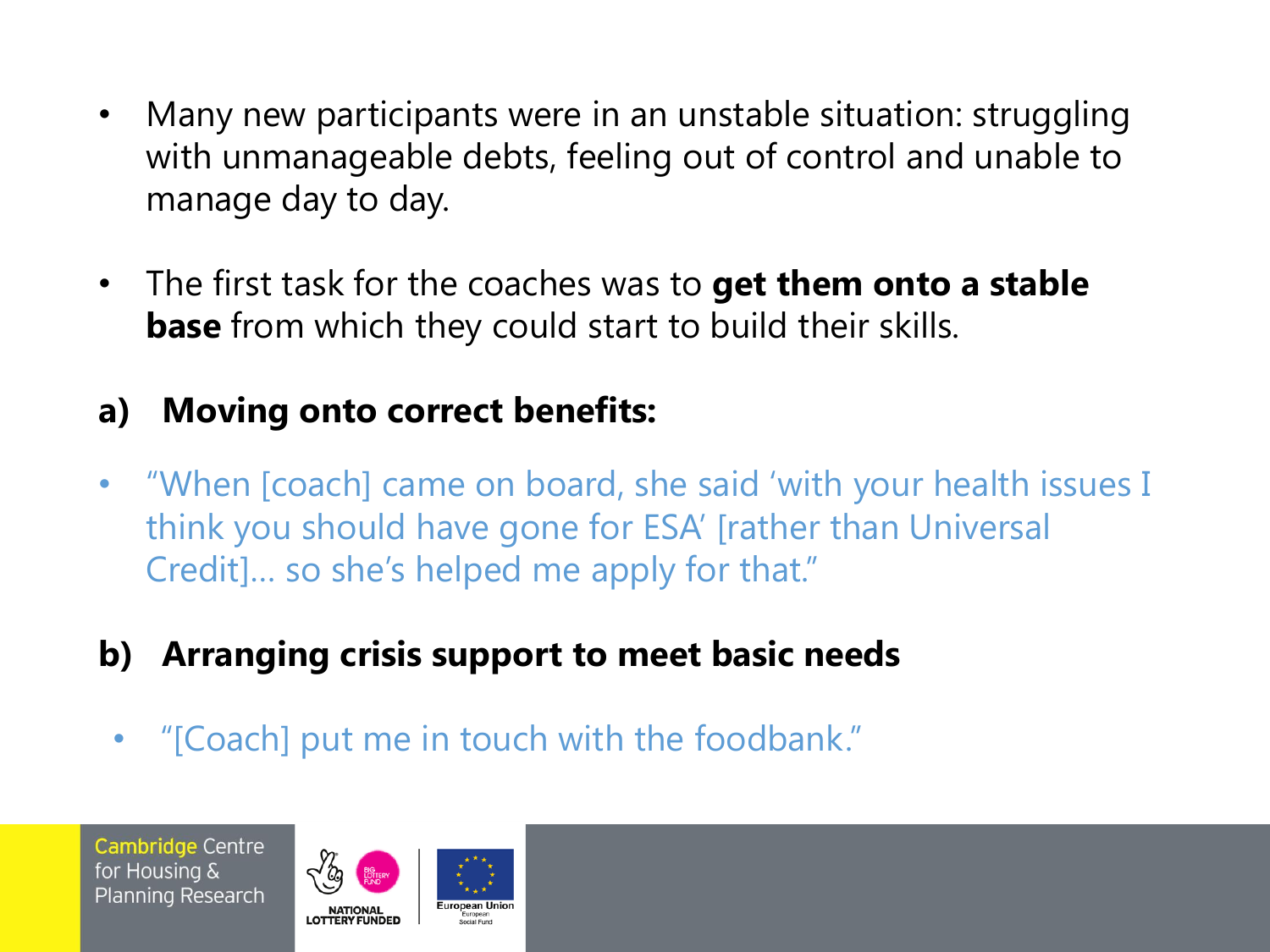- Many new participants were in an unstable situation: struggling with unmanageable debts, feeling out of control and unable to manage day to day.
- The first task for the coaches was to **get them onto a stable base** from which they could start to build their skills.

**a) Moving onto correct benefits:**

- "When [coach] came on board, she said 'with your health issues I think you should have gone for ESA' [rather than Universal Credit]… so she's helped me apply for that."

**b) Arranging crisis support to meet basic needs**

- "[Coach] put me in touch with the foodbank."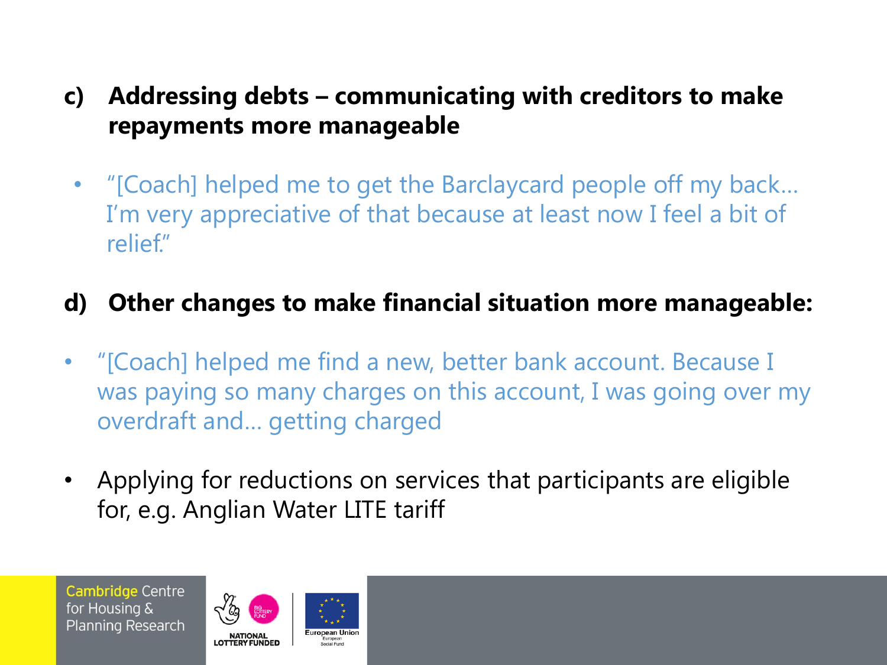**c) Addressing debts – communicating with creditors to make repayments more manageable**

- "[Coach] helped me to get the Barclaycard people off my back… I'm very appreciative of that because at least now I feel a bit of relief."

**d) Other changes to make financial situation more manageable:**

- "[Coach] helped me find a new, better bank account. Because I was paying so many charges on this account, I was going over my overdraft and… getting charged
- Applying for reductions on services that participants are eligible for, e.g. Anglian Water LITE tariff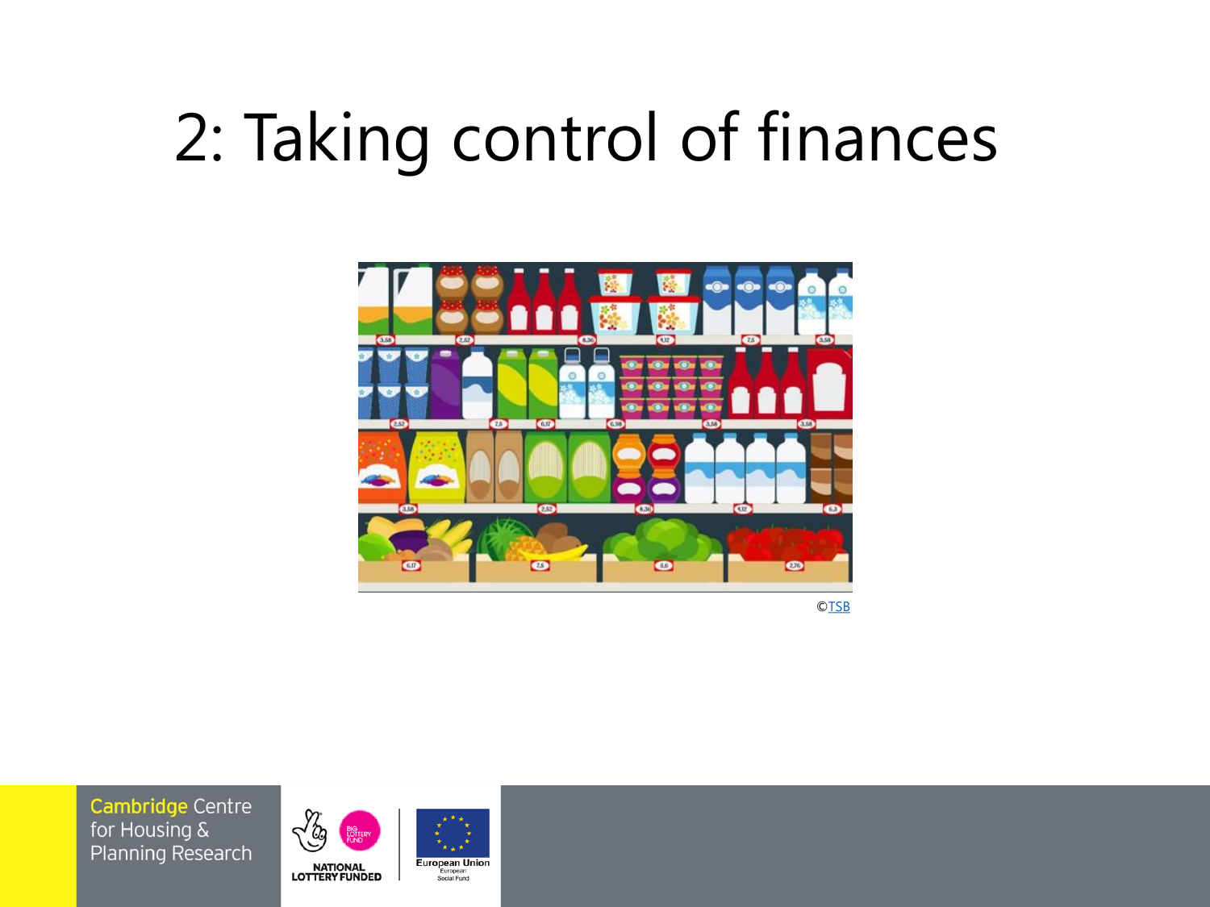# 2: Taking control of finances

©TSB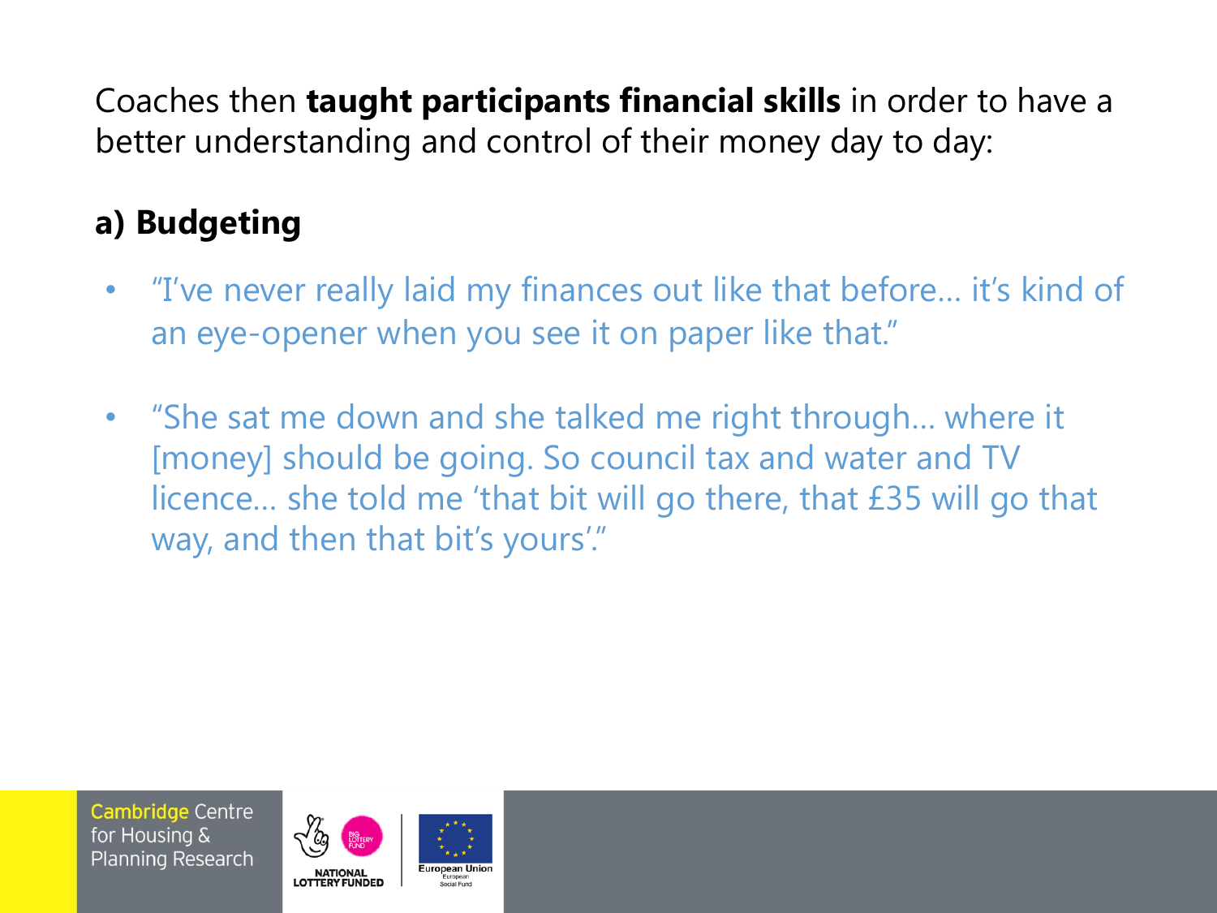Coaches then **taught participants financial skills** in order to have a better understanding and control of their money day to day:

**a) Budgeting**

- "I've never really laid my finances out like that before… it's kind of an eye-opener when you see it on paper like that."
- "She sat me down and she talked me right through… where it [money] should be going. So council tax and water and TV licence… she told me 'that bit will go there, that £35 will go that way, and then that bit's yours'."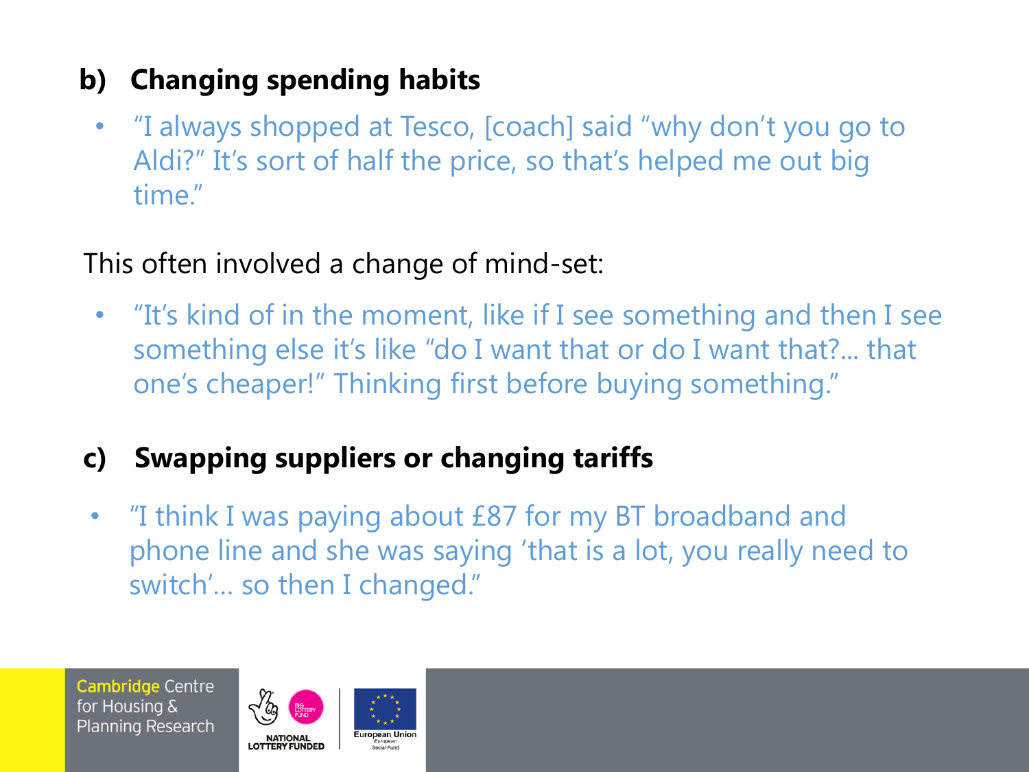### b) Changing spending habits

- "I always shopped at Tesco, [coach] said "why don't you go to Aldi?" It's sort of half the price, so that's helped me out big time."

This often involved a change of mind-set:

- "It's kind of in the moment, like if I see something and then I see something else it's like "do I want that or do I want that?... that one's cheaper!" Thinking first before buying something."

### c) Swapping suppliers or changing tariffs

- "I think I was paying about £87 for my BT broadband and phone line and she was saying 'that is a lot, you really need to switch'... so then I changed."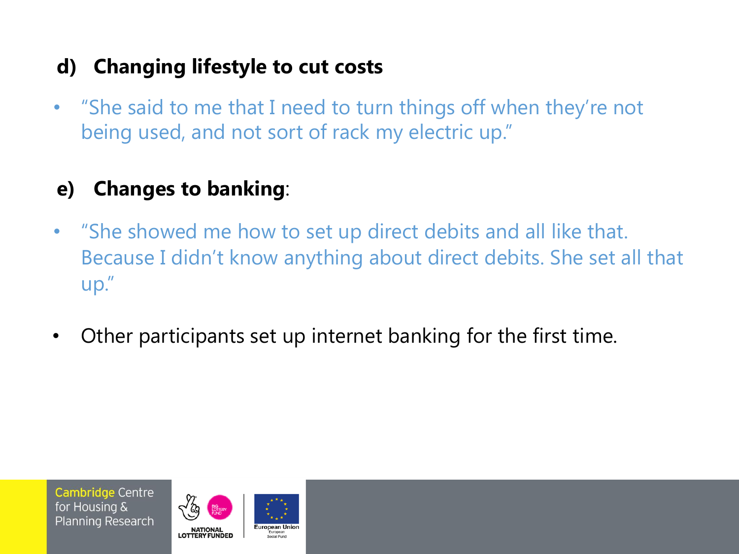### d) Changing lifestyle to cut costs

- "She said to me that I need to turn things off when they're not being used, and not sort of rack my electric up."

### e) **Changes to banking**:

- "She showed me how to set up direct debits and all like that. Because I didn't know anything about direct debits. She set all that up."
- Other participants set up internet banking for the first time.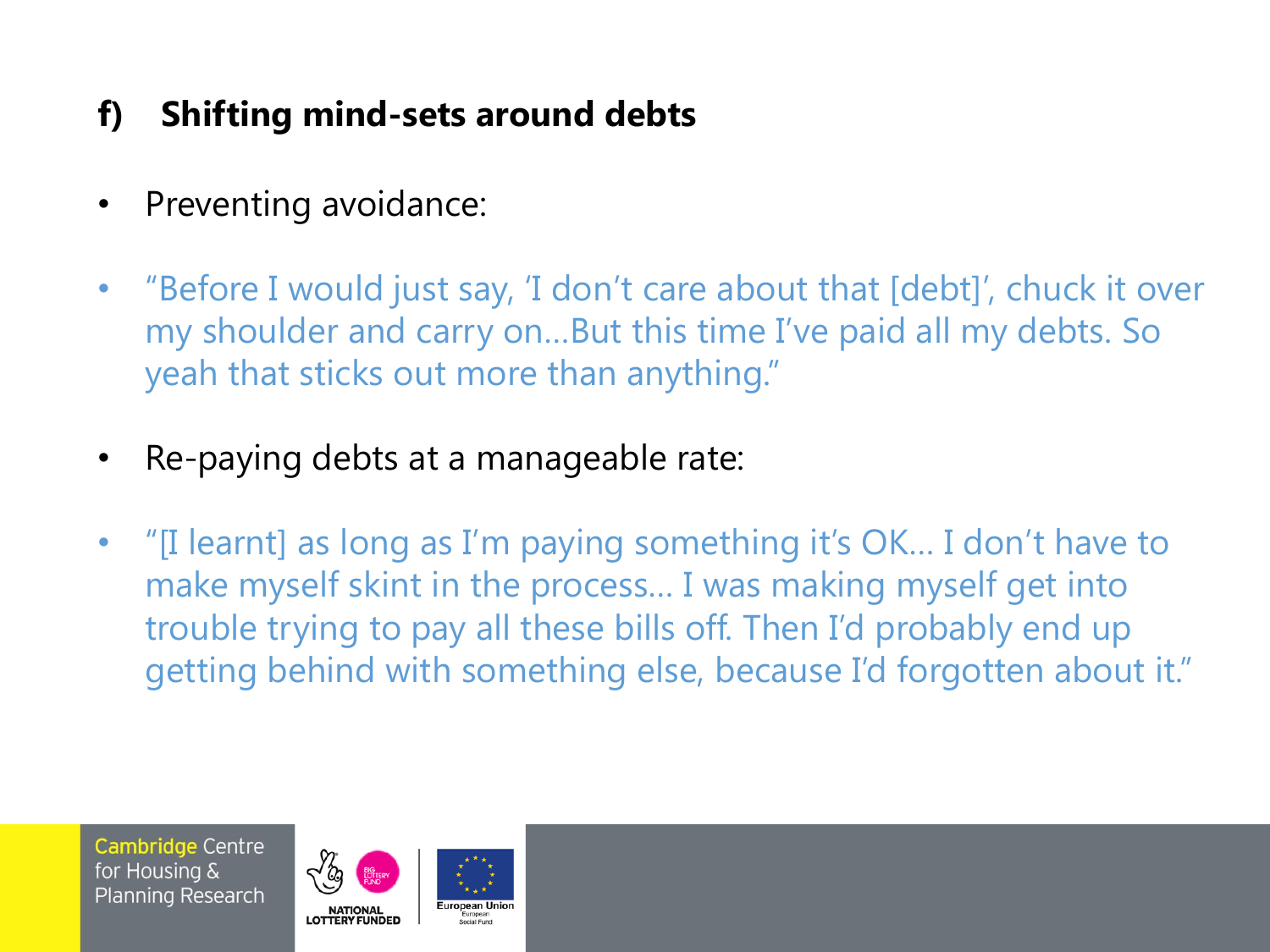## f) Shifting mind-sets around debts

- Preventing avoidance:
- "Before I would just say, 'I don't care about that [debt]', chuck it over my shoulder and carry on…But this time I've paid all my debts. So yeah that sticks out more than anything."
- Re-paying debts at a manageable rate:
- "[I learnt] as long as I'm paying something it's OK… I don't have to make myself skint in the process… I was making myself get into trouble trying to pay all these bills off. Then I'd probably end up getting behind with something else, because I'd forgotten about it."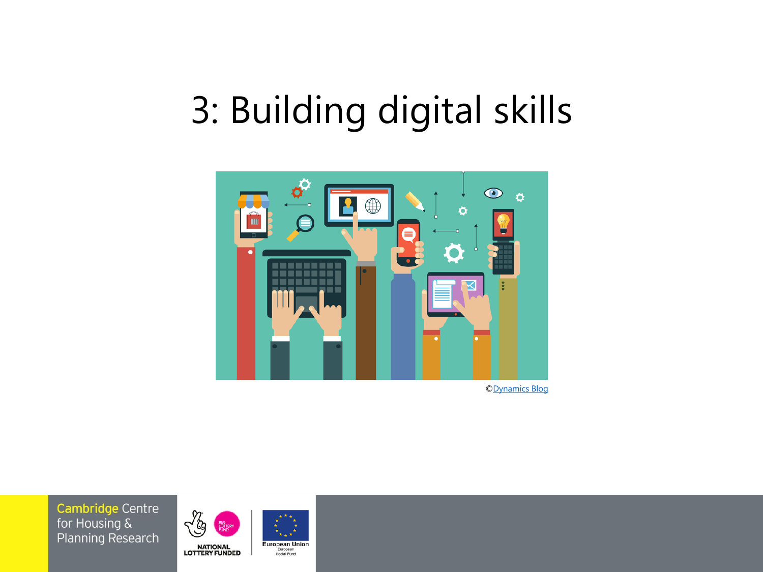# 3: Building digital skills

©[Dynamics Blog]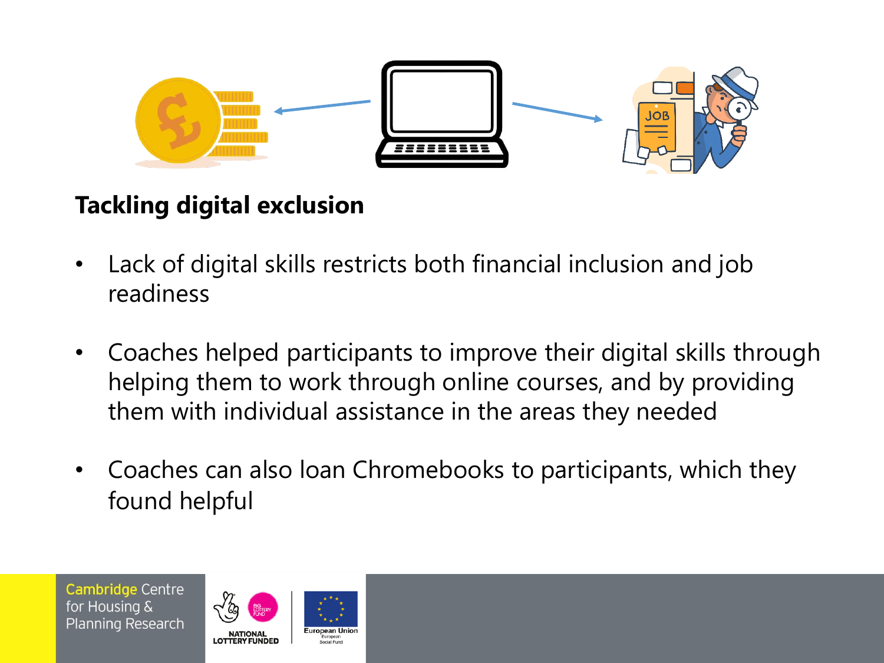## Tackling digital exclusion

- Lack of digital skills restricts both financial inclusion and job readiness
- Coaches helped participants to improve their digital skills through helping them to work through online courses, and by providing them with individual assistance in the areas they needed
- Coaches can also loan Chromebooks to participants, which they found helpful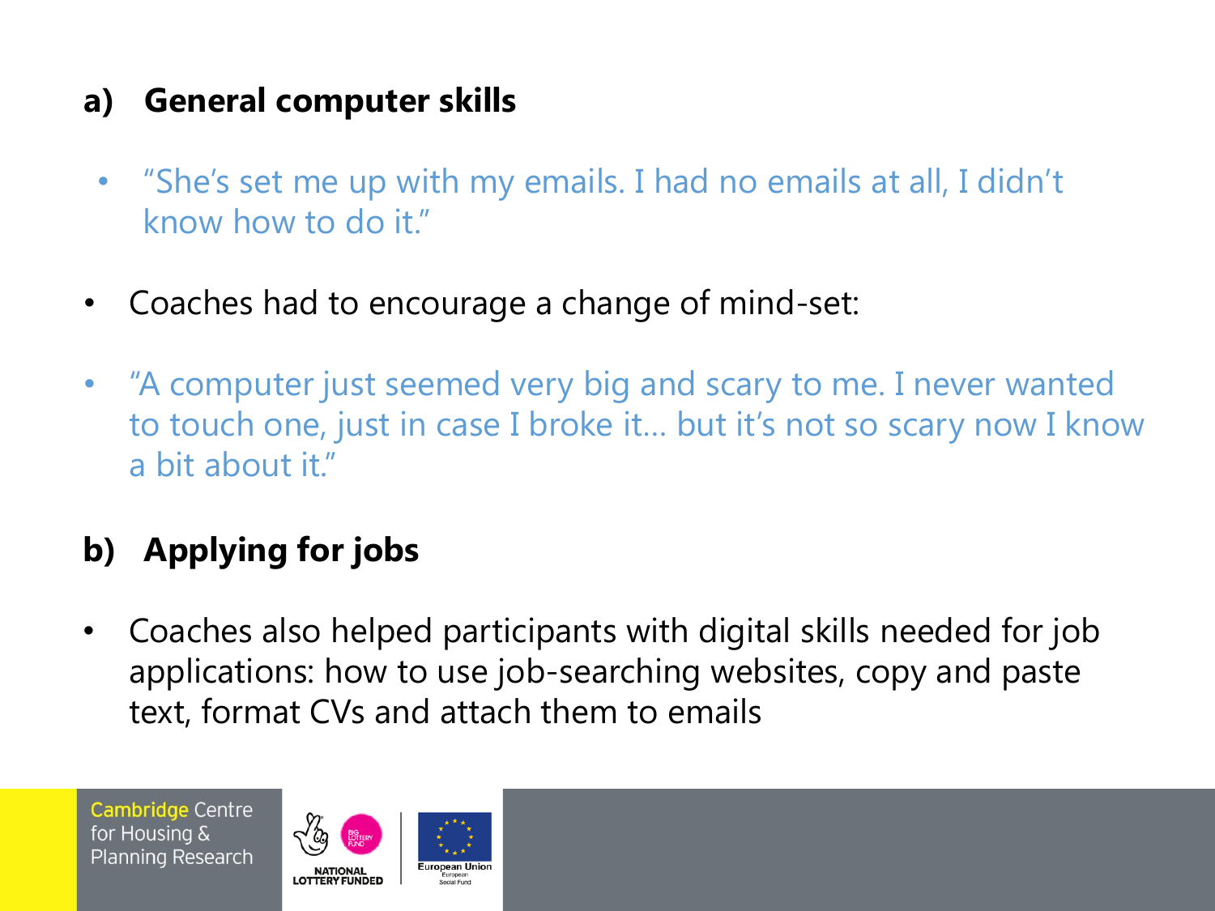## a) General computer skills

- "She's set me up with my emails. I had no emails at all, I didn't know how to do it."

- Coaches had to encourage a change of mind-set:

- "A computer just seemed very big and scary to me. I never wanted to touch one, just in case I broke it… but it's not so scary now I know a bit about it."

## b) Applying for jobs

- Coaches also helped participants with digital skills needed for job applications: how to use job-searching websites, copy and paste text, format CVs and attach them to emails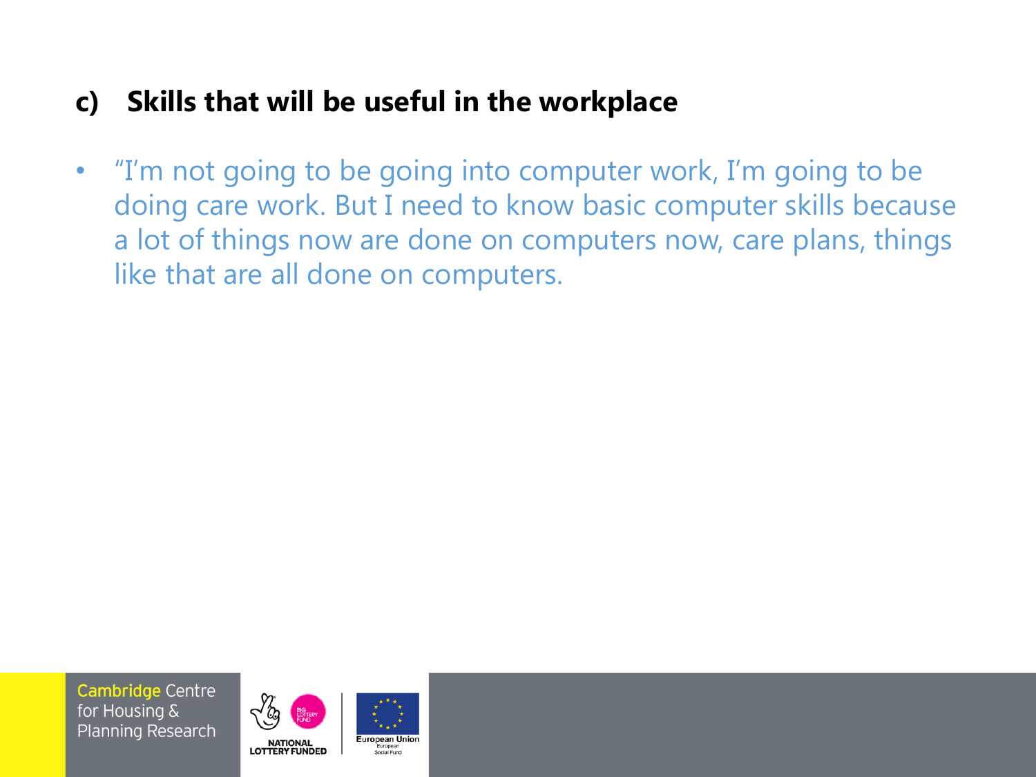## c) Skills that will be useful in the workplace

- "I'm not going to be going into computer work, I'm going to be doing care work. But I need to know basic computer skills because a lot of things now are done on computers now, care plans, things like that are all done on computers.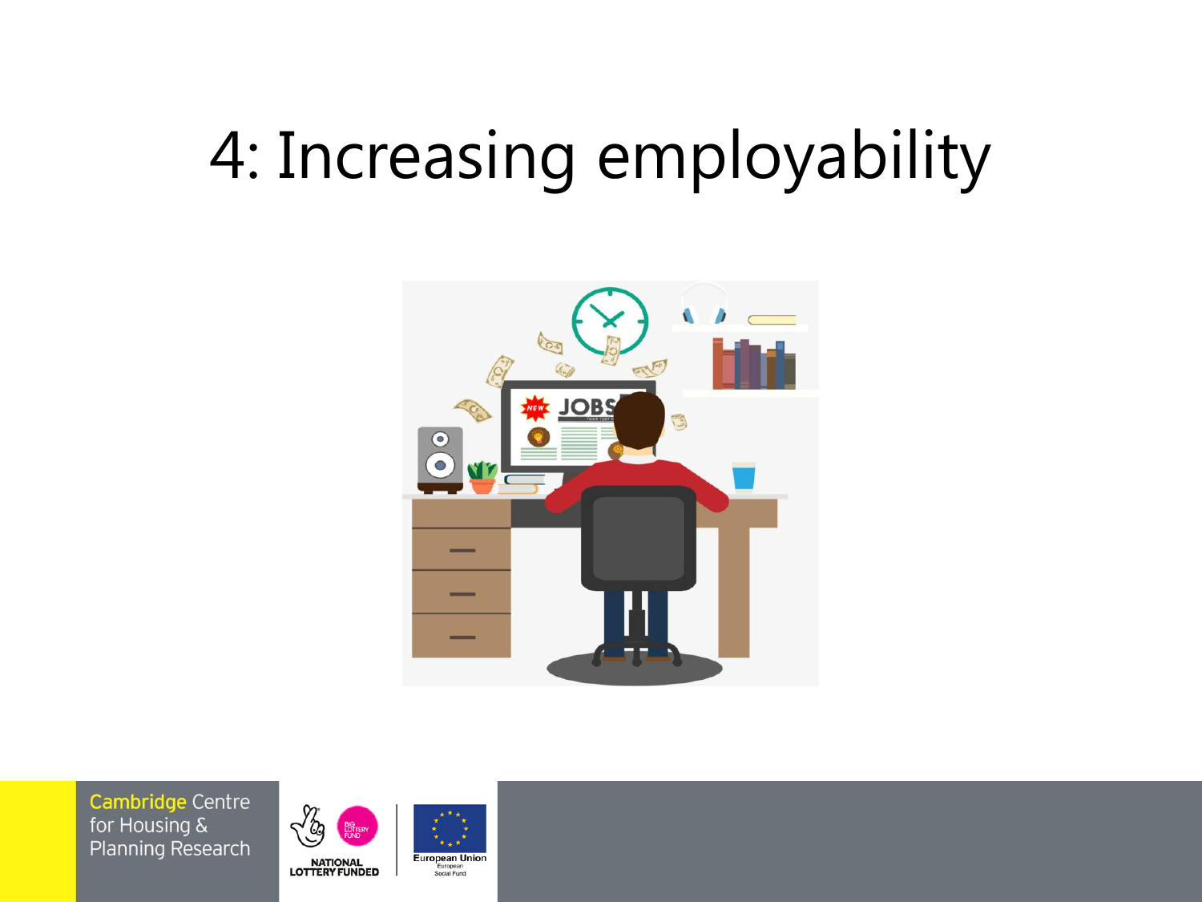# 4: Increasing employability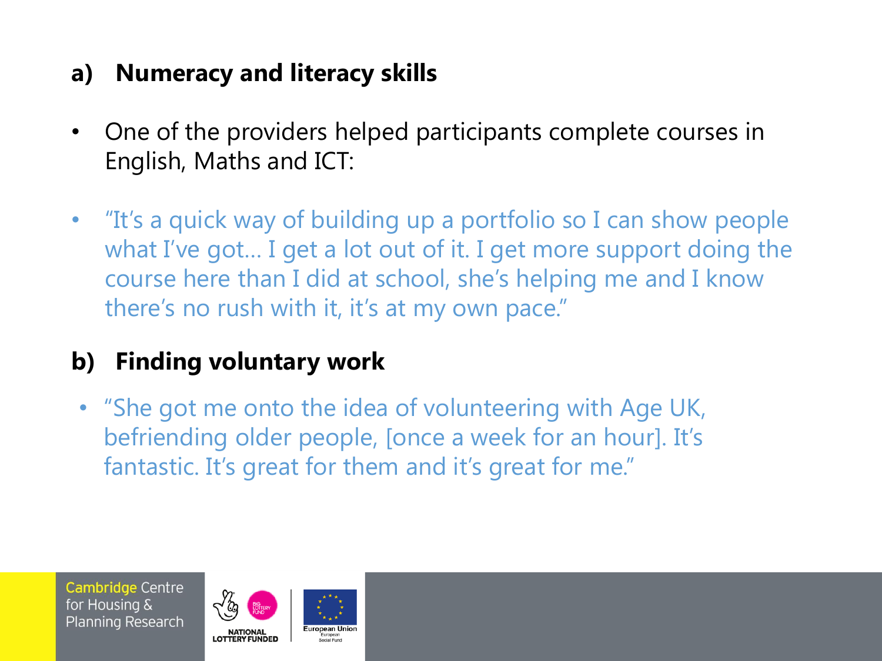## a) Numeracy and literacy skills

- One of the providers helped participants complete courses in English, Maths and ICT:
- "It's a quick way of building up a portfolio so I can show people what I've got… I get a lot out of it. I get more support doing the course here than I did at school, she's helping me and I know there's no rush with it, it's at my own pace."

## b) Finding voluntary work

- "She got me onto the idea of volunteering with Age UK, befriending older people, [once a week for an hour]. It's fantastic. It's great for them and it's great for me."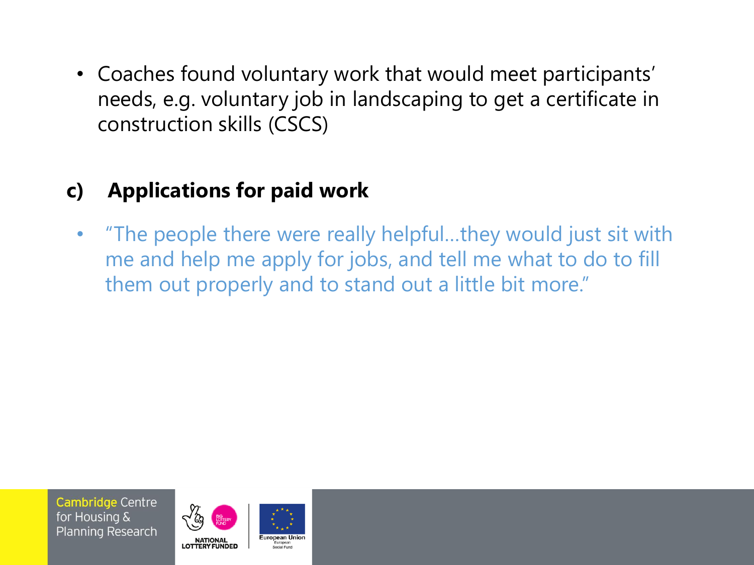- Coaches found voluntary work that would meet participants' needs, e.g. voluntary job in landscaping to get a certificate in construction skills (CSCS)

### c) Applications for paid work

- "The people there were really helpful…they would just sit with me and help me apply for jobs, and tell me what to do to fill them out properly and to stand out a little bit more."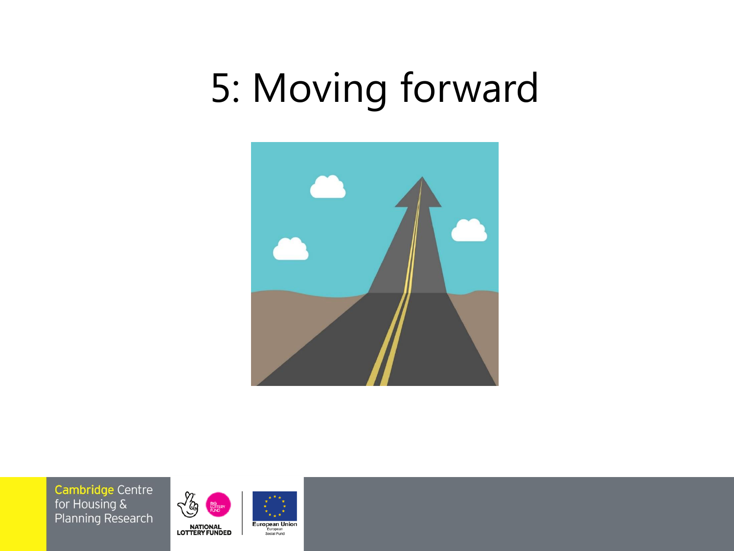# 5: Moving forward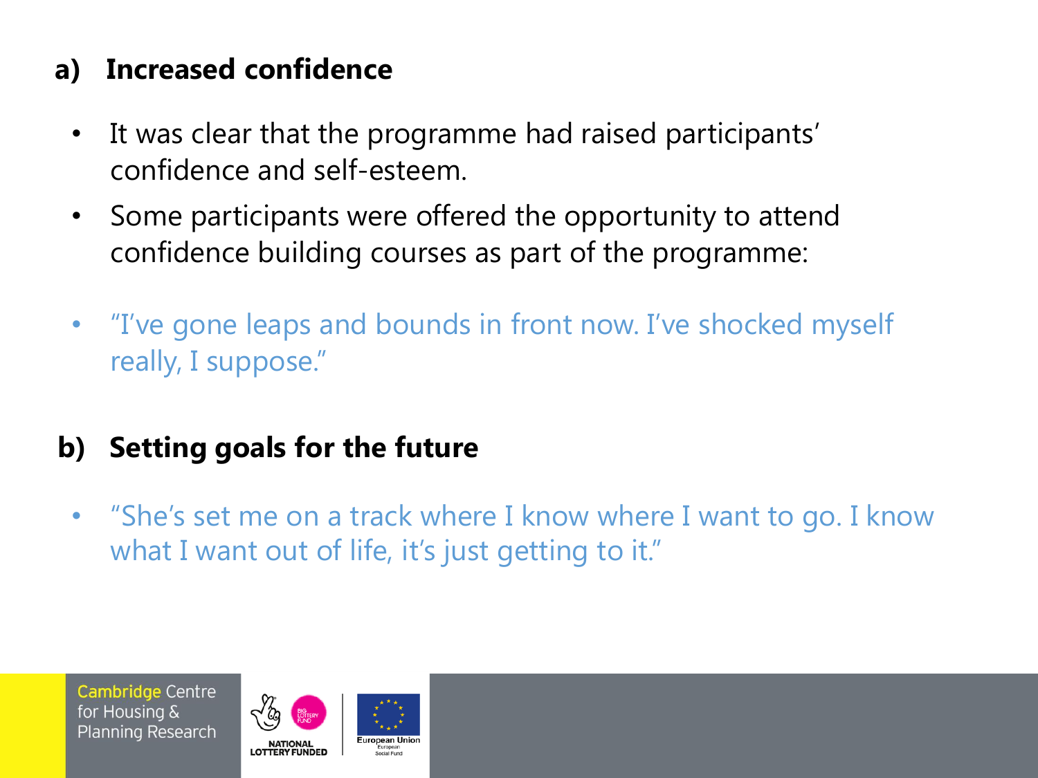## a) Increased confidence

- It was clear that the programme had raised participants' confidence and self-esteem.
- Some participants were offered the opportunity to attend confidence building courses as part of the programme:

- "I've gone leaps and bounds in front now. I've shocked myself really, I suppose."

## b) Setting goals for the future

- "She's set me on a track where I know where I want to go. I know what I want out of life, it's just getting to it."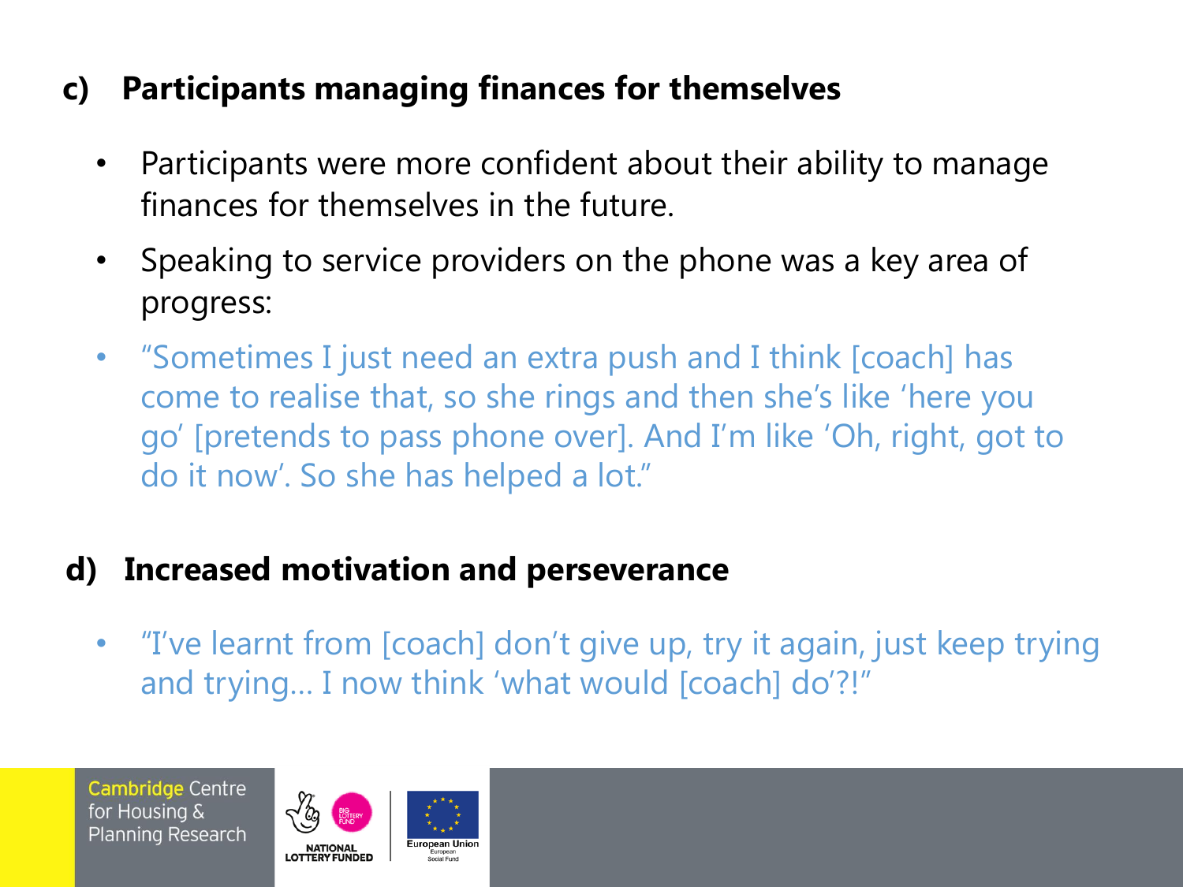## c) Participants managing finances for themselves

- Participants were more confident about their ability to manage finances for themselves in the future.
- Speaking to service providers on the phone was a key area of progress:
- "Sometimes I just need an extra push and I think [coach] has come to realise that, so she rings and then she's like 'here you go' [pretends to pass phone over]. And I'm like 'Oh, right, got to do it now'. So she has helped a lot."

## d) Increased motivation and perseverance

- "I've learnt from [coach] don't give up, try it again, just keep trying and trying… I now think 'what would [coach] do'?!"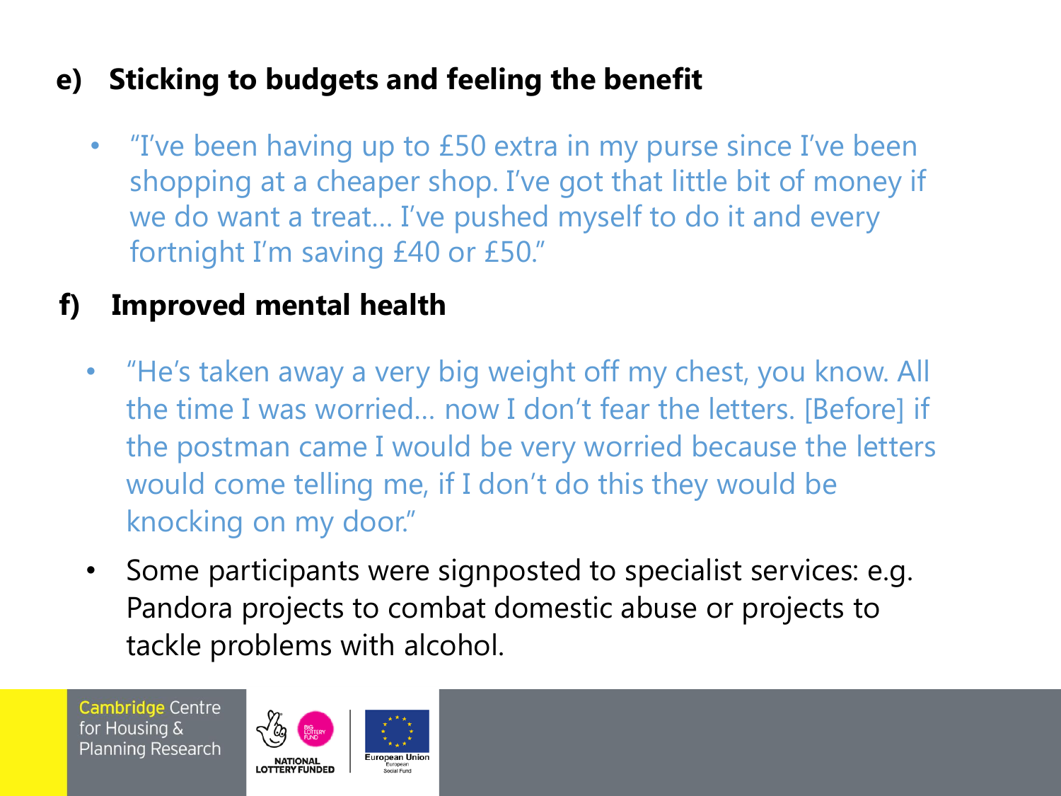## e) Sticking to budgets and feeling the benefit

- "I've been having up to £50 extra in my purse since I've been shopping at a cheaper shop. I've got that little bit of money if we do want a treat… I've pushed myself to do it and every fortnight I'm saving £40 or £50."

## f) Improved mental health

- "He's taken away a very big weight off my chest, you know. All the time I was worried… now I don't fear the letters. [Before] if the postman came I would be very worried because the letters would come telling me, if I don't do this they would be knocking on my door."
- Some participants were signposted to specialist services: e.g. Pandora projects to combat domestic abuse or projects to tackle problems with alcohol.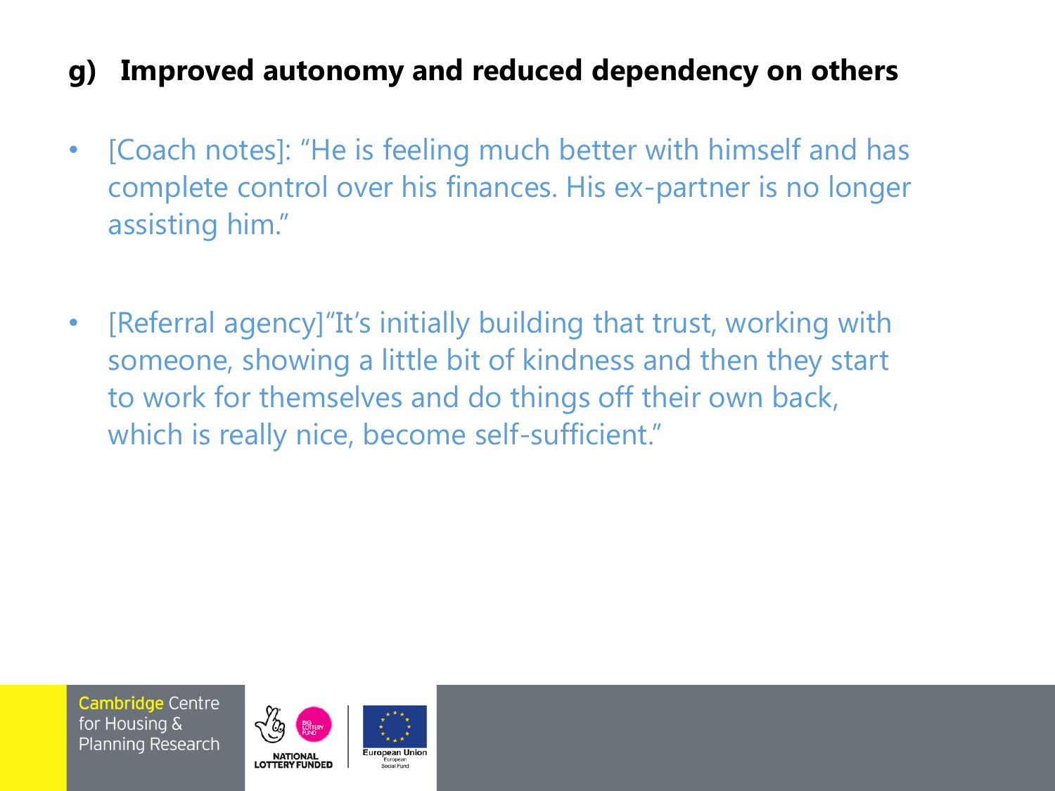## g) Improved autonomy and reduced dependency on others

- [Coach notes]: "He is feeling much better with himself and has complete control over his finances. His ex-partner is no longer assisting him."

- [Referral agency]"It's initially building that trust, working with someone, showing a little bit of kindness and then they start to work for themselves and do things off their own back, which is really nice, become self-sufficient."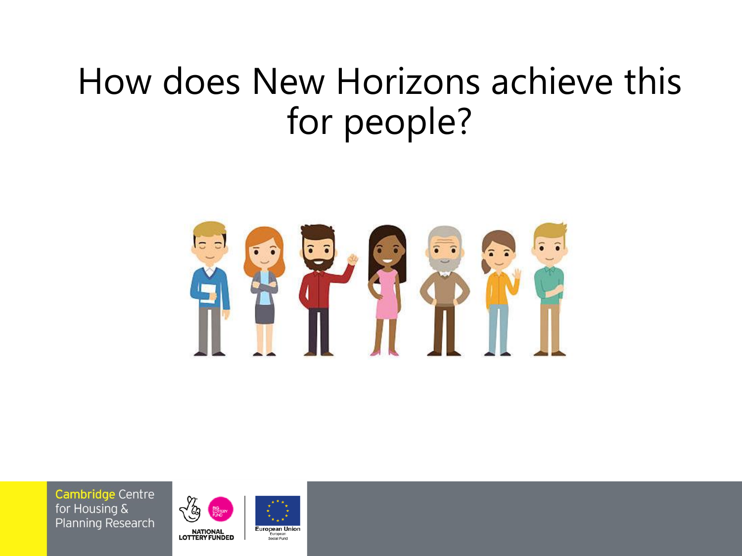# How does New Horizons achieve this for people?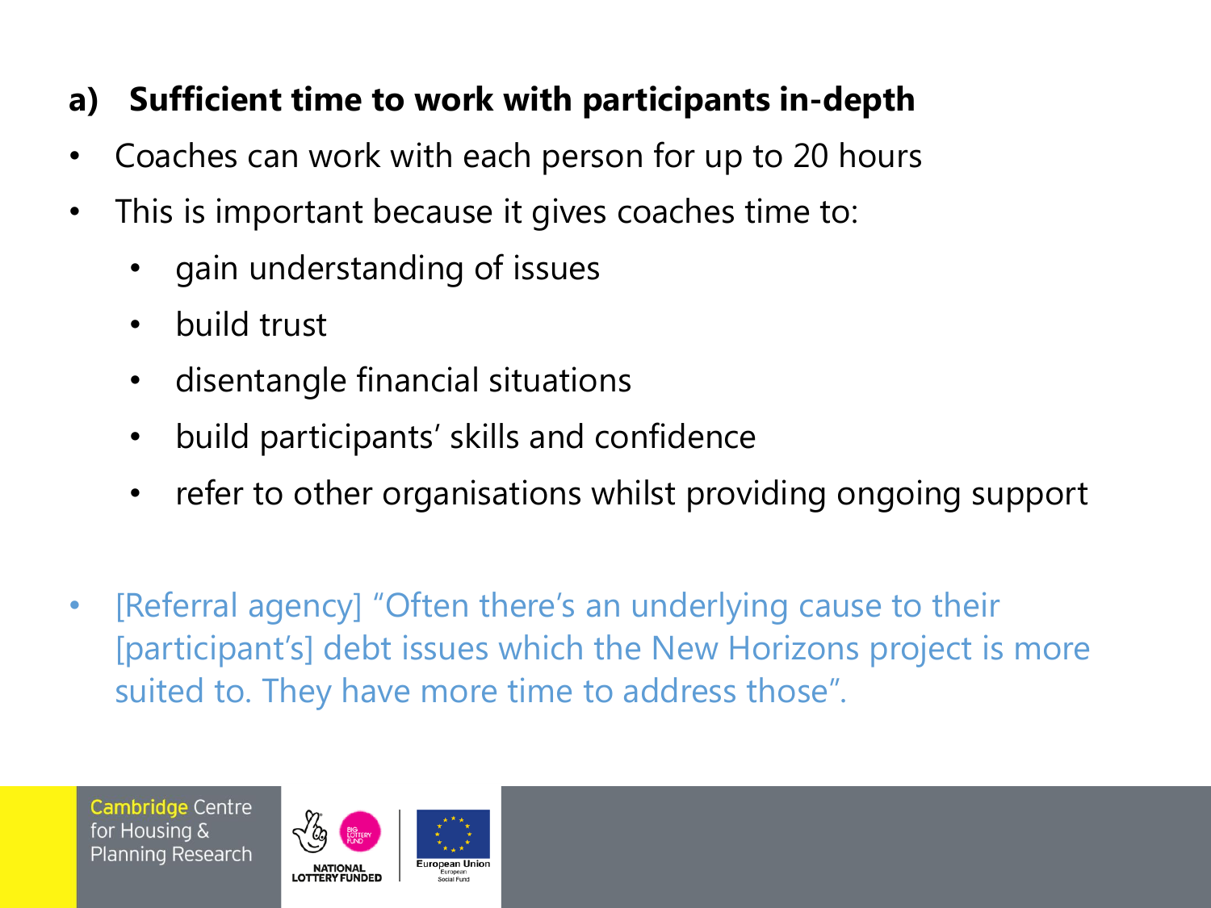**a) Sufficient time to work with participants in-depth**

- Coaches can work with each person for up to 20 hours
- This is important because it gives coaches time to:
  - gain understanding of issues
  - build trust
  - disentangle financial situations
  - build participants' skills and confidence
  - refer to other organisations whilst providing ongoing support

- [Referral agency] "Often there's an underlying cause to their [participant's] debt issues which the New Horizons project is more suited to. They have more time to address those".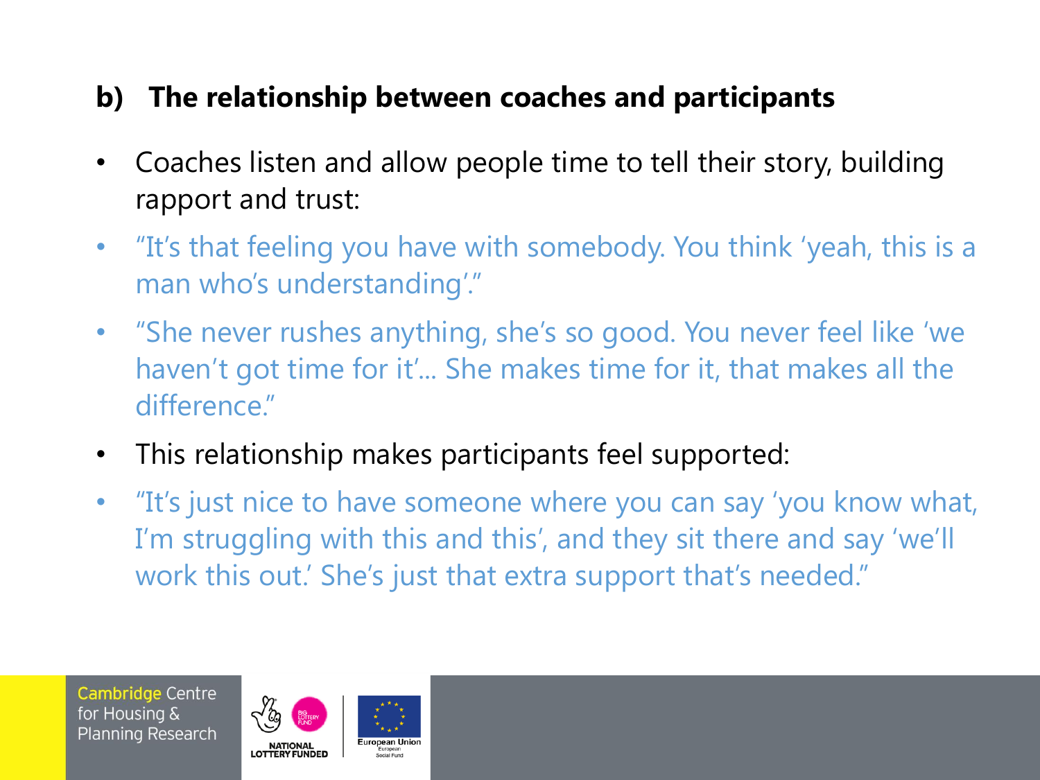## b) The relationship between coaches and participants

- Coaches listen and allow people time to tell their story, building rapport and trust:
- "It's that feeling you have with somebody. You think 'yeah, this is a man who's understanding'."
- "She never rushes anything, she's so good. You never feel like 'we haven't got time for it'... She makes time for it, that makes all the difference."
- This relationship makes participants feel supported:
- "It's just nice to have someone where you can say 'you know what, I'm struggling with this and this', and they sit there and say 'we'll work this out.' She's just that extra support that's needed."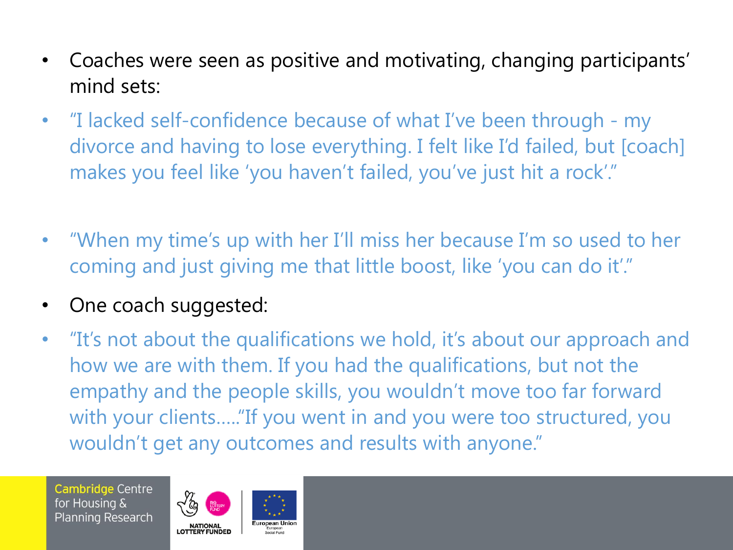- Coaches were seen as positive and motivating, changing participants' mind sets:
- "I lacked self-confidence because of what I've been through - my divorce and having to lose everything. I felt like I'd failed, but [coach] makes you feel like 'you haven't failed, you've just hit a rock'."
- "When my time's up with her I'll miss her because I'm so used to her coming and just giving me that little boost, like 'you can do it'."
- One coach suggested:
- "It's not about the qualifications we hold, it's about our approach and how we are with them. If you had the qualifications, but not the empathy and the people skills, you wouldn't move too far forward with your clients….."If you went in and you were too structured, you wouldn't get any outcomes and results with anyone."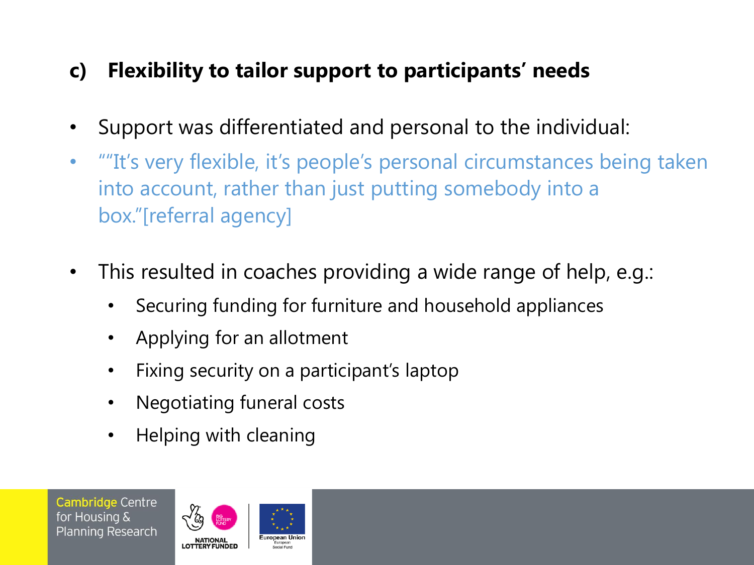## c) Flexibility to tailor support to participants' needs

- Support was differentiated and personal to the individual:
- ""It's very flexible, it's people's personal circumstances being taken into account, rather than just putting somebody into a box."[referral agency]

- This resulted in coaches providing a wide range of help, e.g.:
  - Securing funding for furniture and household appliances
  - Applying for an allotment
  - Fixing security on a participant's laptop
  - Negotiating funeral costs
  - Helping with cleaning

Cambridge Centre for Housing & Planning Research

NATIONAL LOTTERY FUNDED

BIG LOTTERY FUND

European Union European Social Fund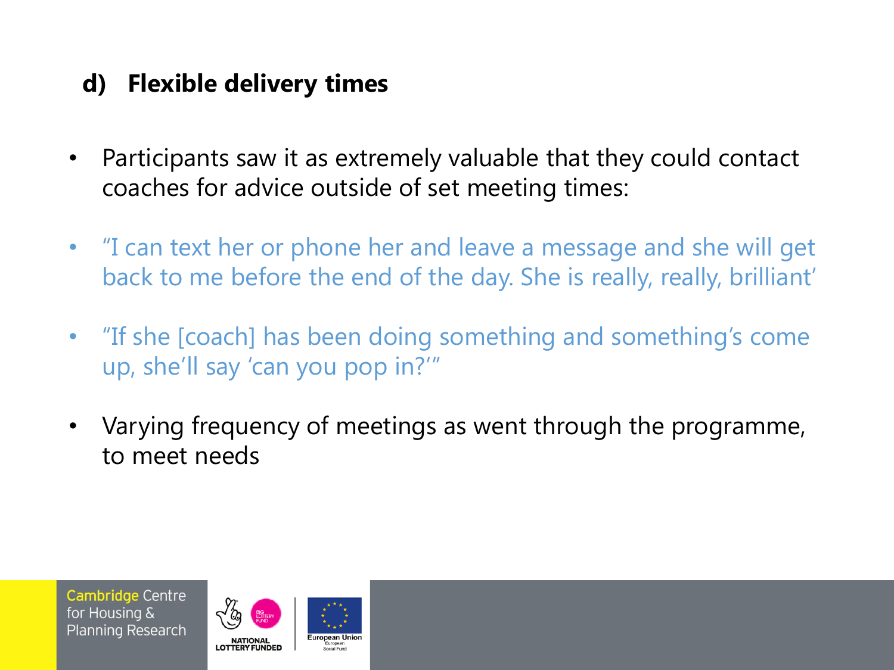## d) Flexible delivery times

- Participants saw it as extremely valuable that they could contact coaches for advice outside of set meeting times:
- “I can text her or phone her and leave a message and she will get back to me before the end of the day. She is really, really, brilliant’
- “If she [coach] has been doing something and something’s come up, she’ll say ‘can you pop in?’”
- Varying frequency of meetings as went through the programme, to meet needs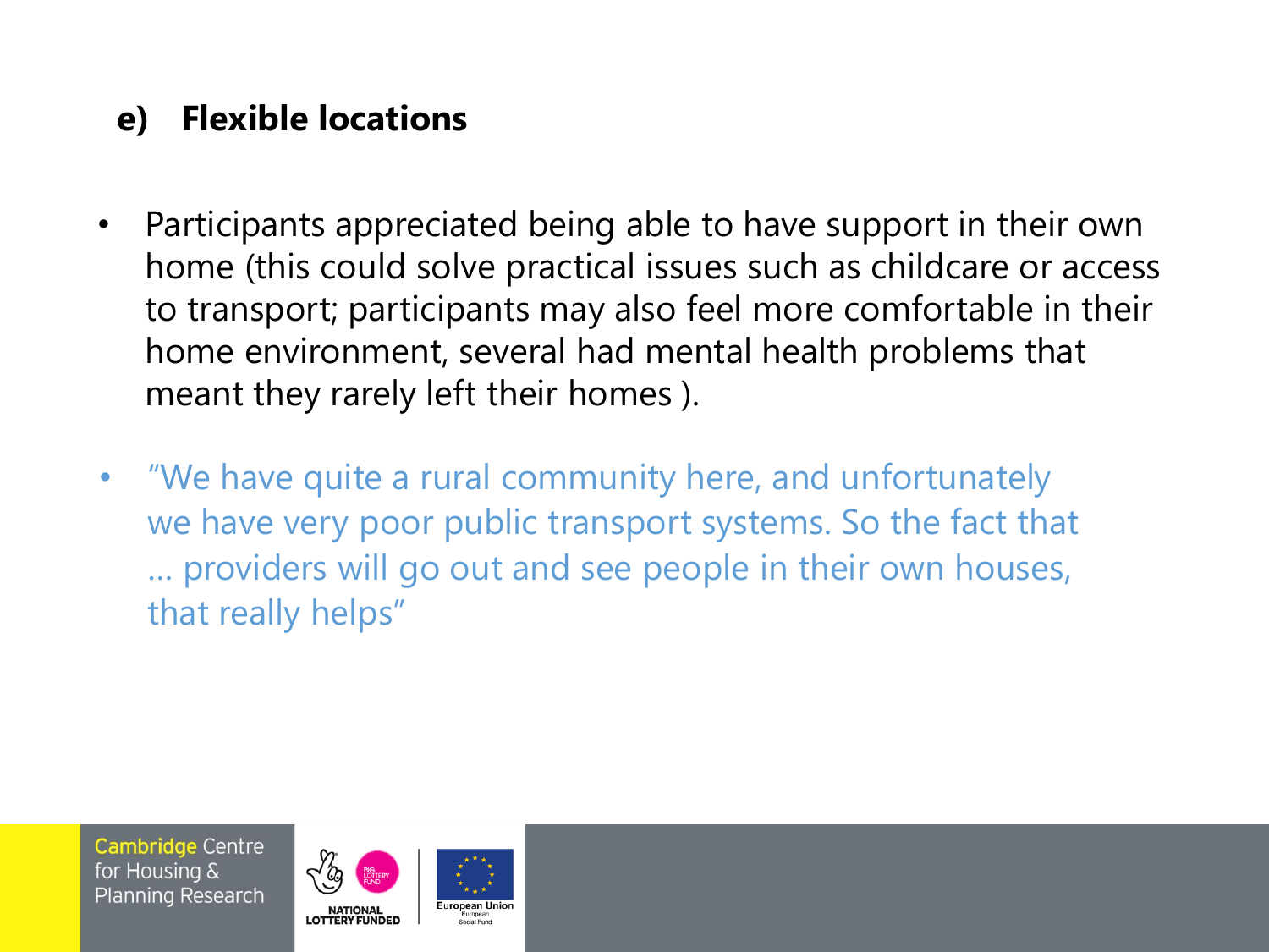## e) Flexible locations

- Participants appreciated being able to have support in their own home (this could solve practical issues such as childcare or access to transport; participants may also feel more comfortable in their home environment, several had mental health problems that meant they rarely left their homes ).
- "We have quite a rural community here, and unfortunately we have very poor public transport systems. So the fact that … providers will go out and see people in their own houses, that really helps"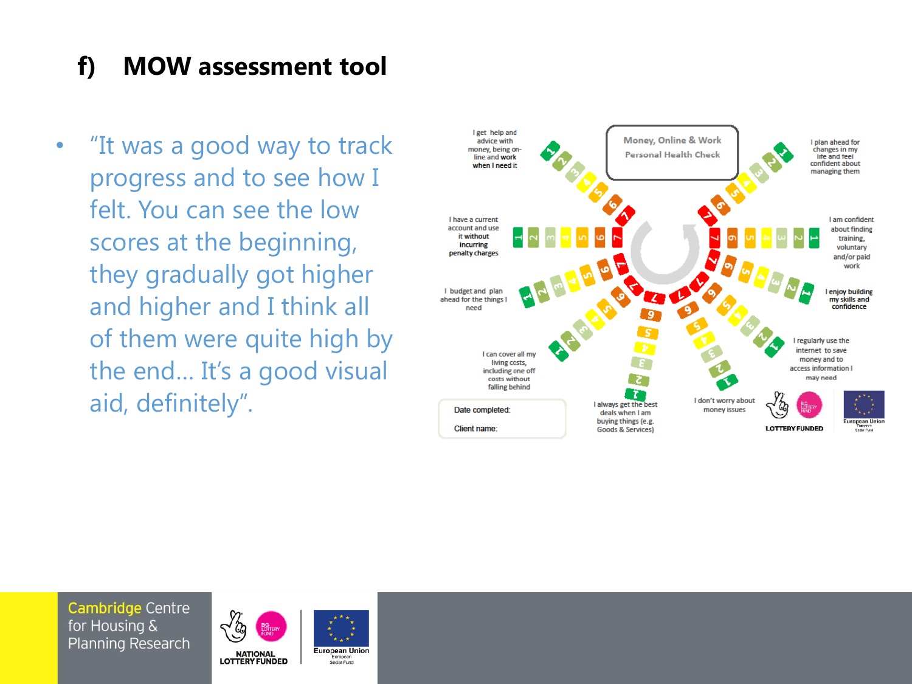## f) MOW assessment tool

- "It was a good way to track progress and to see how I felt. You can see the low scores at the beginning, they gradually got higher and higher and I think all of them were quite high by the end… It's a good visual aid, definitely".

Money, Online & Work
Personal Health Check

I get help and advice with money, being on-line and work when I need it

I plan ahead for changes in my life and feel confident about managing them

I have a current account and use it without incurring penalty charges

I am confident about finding training, voluntary and/or paid work

I budget and plan ahead for the things I need

I enjoy building my skills and confidence

I can cover all my living costs, including one off costs without falling behind

I regularly use the internet to save money and to access information I may need

I always get the best deals when I am buying things (e.g. Goods & Services)

I don't worry about money issues

Date completed:

Client name: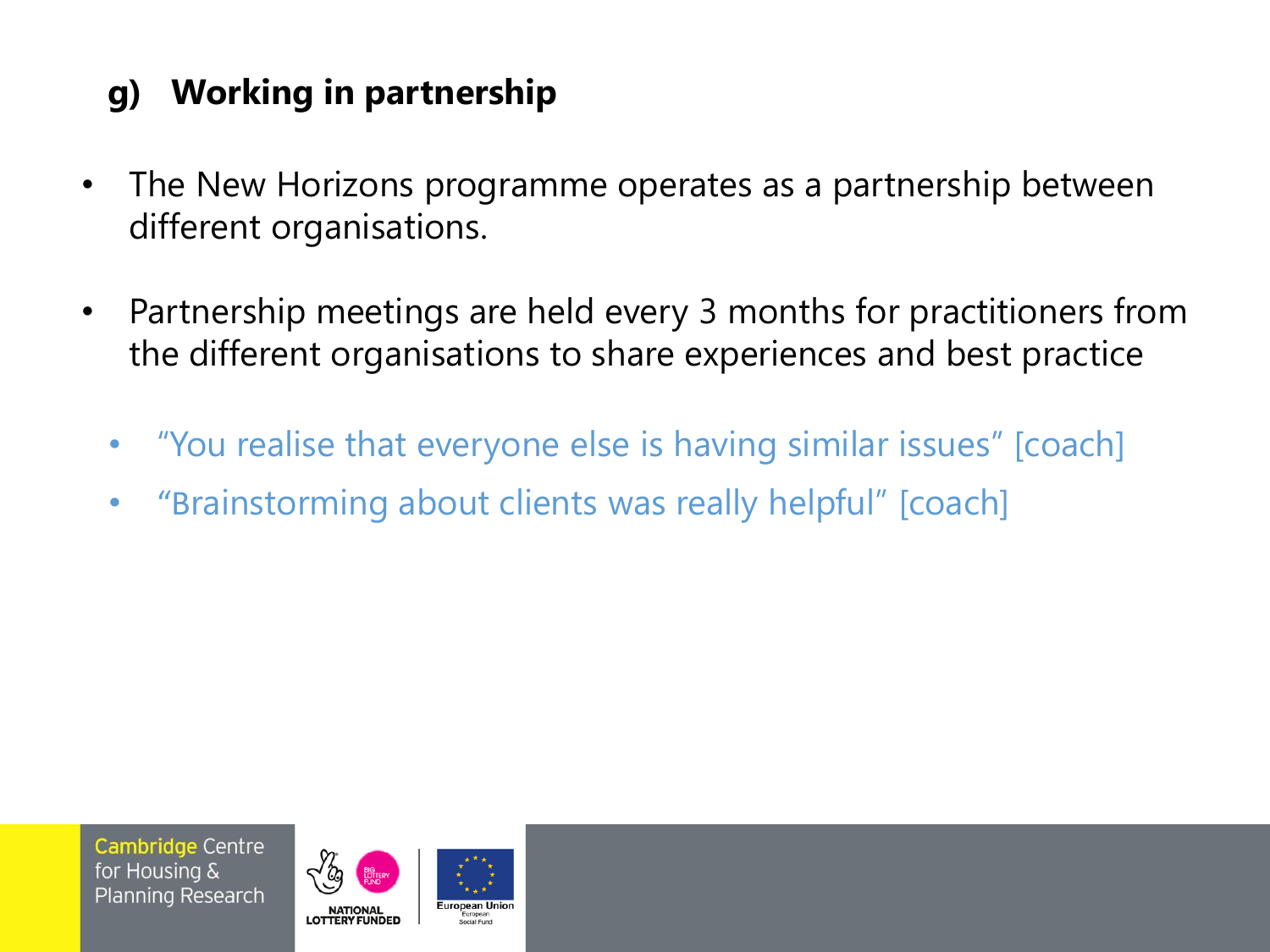## g) Working in partnership

- The New Horizons programme operates as a partnership between different organisations.

- Partnership meetings are held every 3 months for practitioners from the different organisations to share experiences and best practice

  - "You realise that everyone else is having similar issues" [coach]
  - "Brainstorming about clients was really helpful" [coach]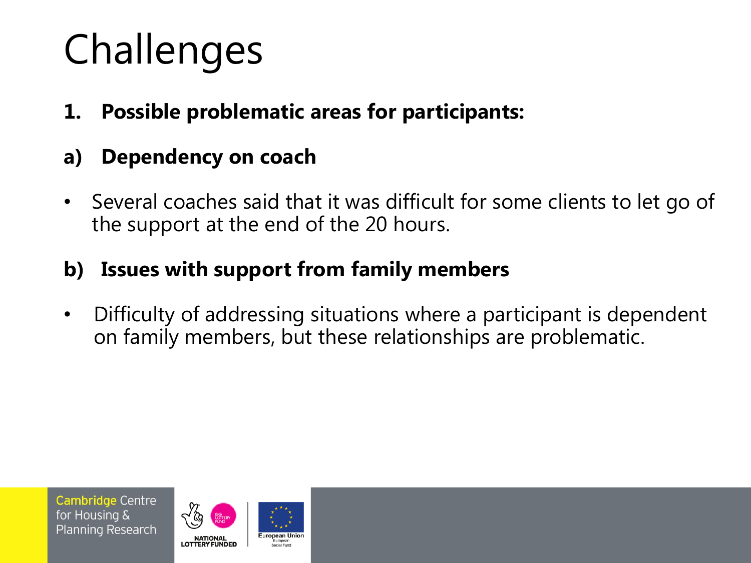# Challenges

**1. Possible problematic areas for participants:**

**a) Dependency on coach**

- Several coaches said that it was difficult for some clients to let go of the support at the end of the 20 hours.

**b) Issues with support from family members**

- Difficulty of addressing situations where a participant is dependent on family members, but these relationships are problematic.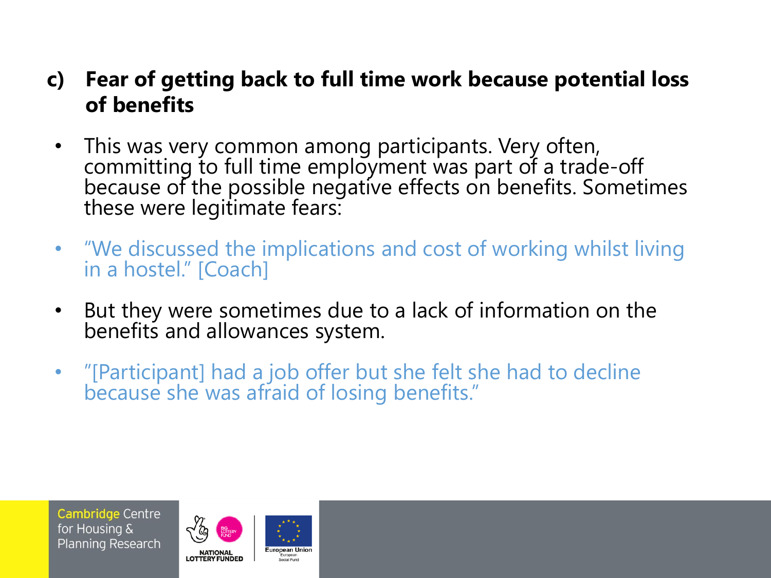## c) Fear of getting back to full time work because potential loss of benefits

- This was very common among participants. Very often, committing to full time employment was part of a trade-off because of the possible negative effects on benefits. Sometimes these were legitimate fears:
- "We discussed the implications and cost of working whilst living in a hostel." [Coach]
- But they were sometimes due to a lack of information on the benefits and allowances system.
- "[Participant] had a job offer but she felt she had to decline because she was afraid of losing benefits."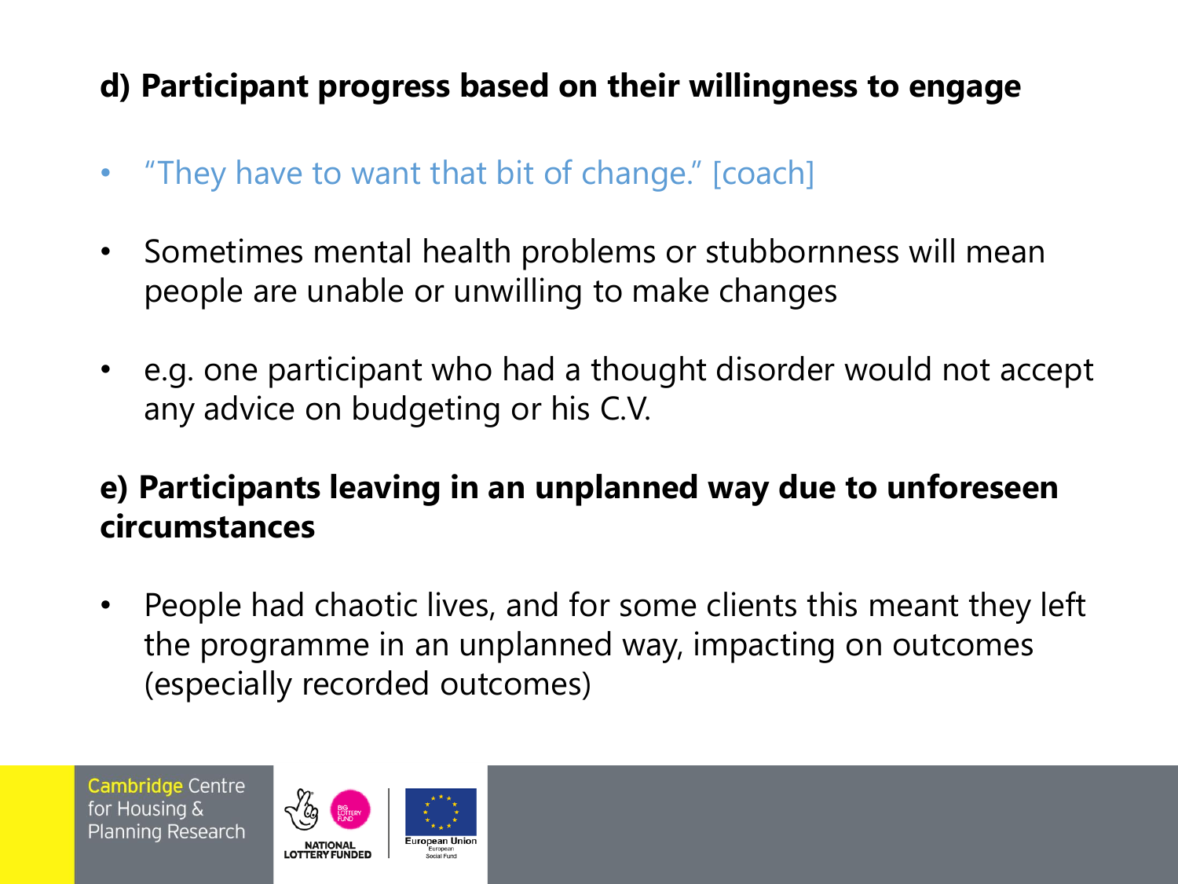**d) Participant progress based on their willingness to engage**

- "They have to want that bit of change." [coach]
- Sometimes mental health problems or stubbornness will mean people are unable or unwilling to make changes
- e.g. one participant who had a thought disorder would not accept any advice on budgeting or his C.V.

**e) Participants leaving in an unplanned way due to unforeseen circumstances**

- People had chaotic lives, and for some clients this meant they left the programme in an unplanned way, impacting on outcomes (especially recorded outcomes)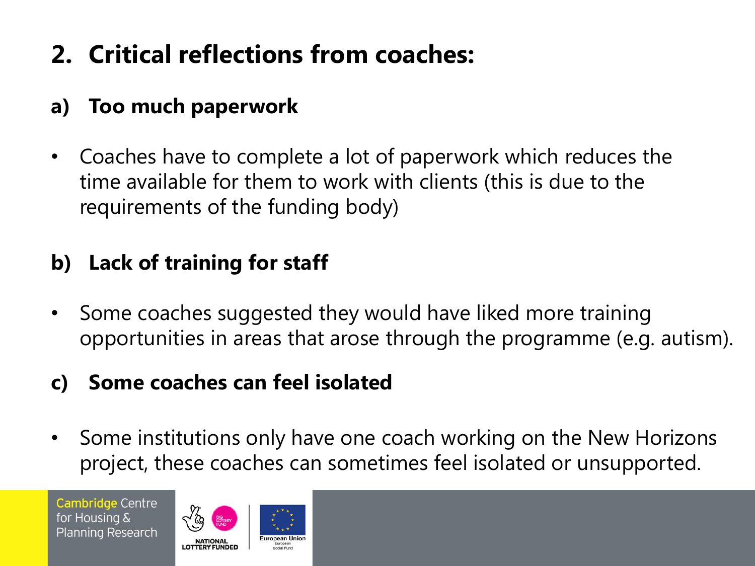## 2. Critical reflections from coaches:

### a) Too much paperwork

- Coaches have to complete a lot of paperwork which reduces the time available for them to work with clients (this is due to the requirements of the funding body)

### b) Lack of training for staff

- Some coaches suggested they would have liked more training opportunities in areas that arose through the programme (e.g. autism).

### c) Some coaches can feel isolated

- Some institutions only have one coach working on the New Horizons project, these coaches can sometimes feel isolated or unsupported.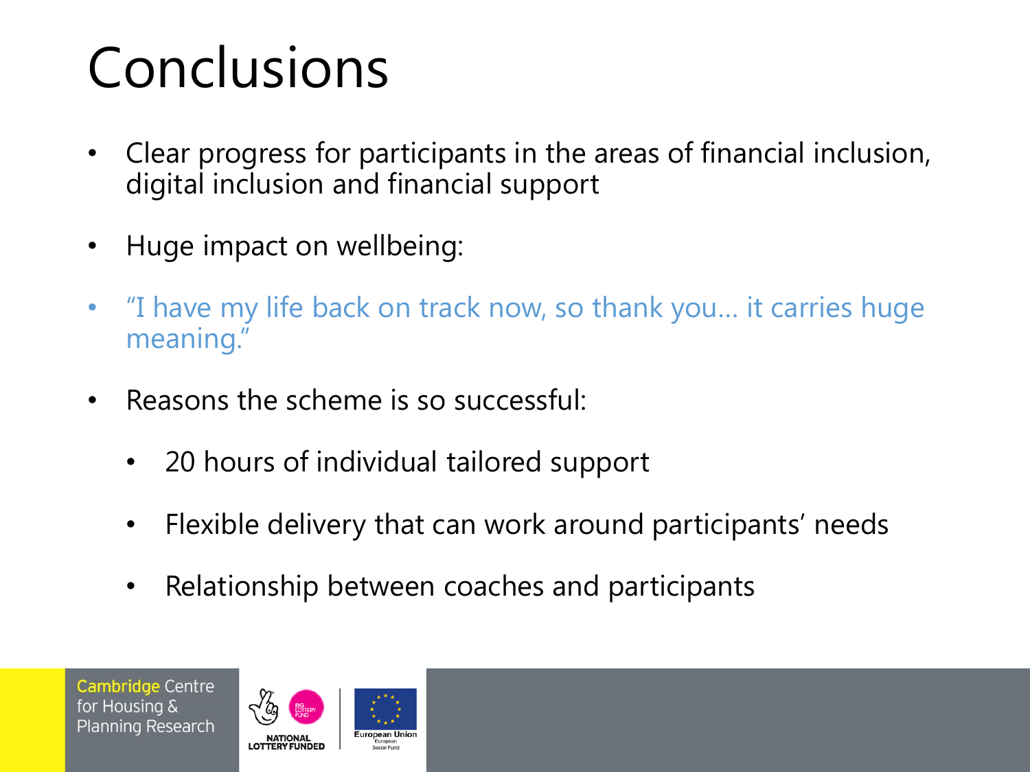# Conclusions

- Clear progress for participants in the areas of financial inclusion, digital inclusion and financial support
- Huge impact on wellbeing:
- "I have my life back on track now, so thank you… it carries huge meaning."
- Reasons the scheme is so successful:
  - 20 hours of individual tailored support
  - Flexible delivery that can work around participants' needs
  - Relationship between coaches and participants

Cambridge Centre for Housing & Planning Research

NATIONAL LOTTERY FUNDED

European Union European Social Fund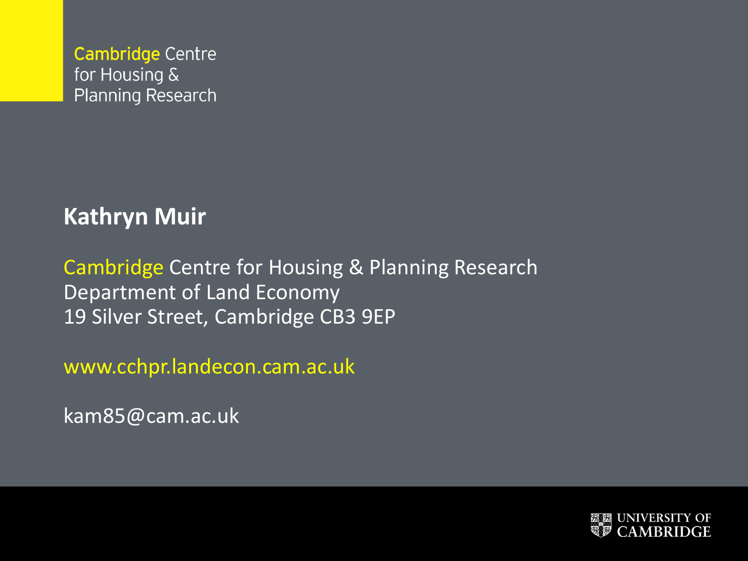Cambridge Centre for Housing & Planning Research

**Kathryn Muir**

Cambridge Centre for Housing & Planning Research
Department of Land Economy
19 Silver Street, Cambridge CB3 9EP

www.cchpr.landecon.cam.ac.uk

kam85@cam.ac.uk

UNIVERSITY OF CAMBRIDGE